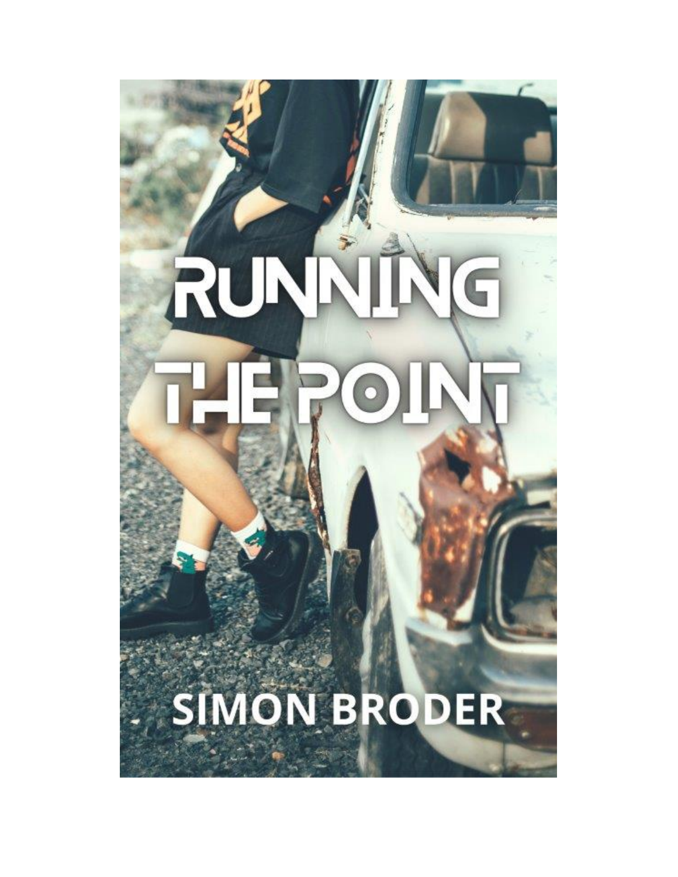# RUNNING THE POINT

SIMON BRODER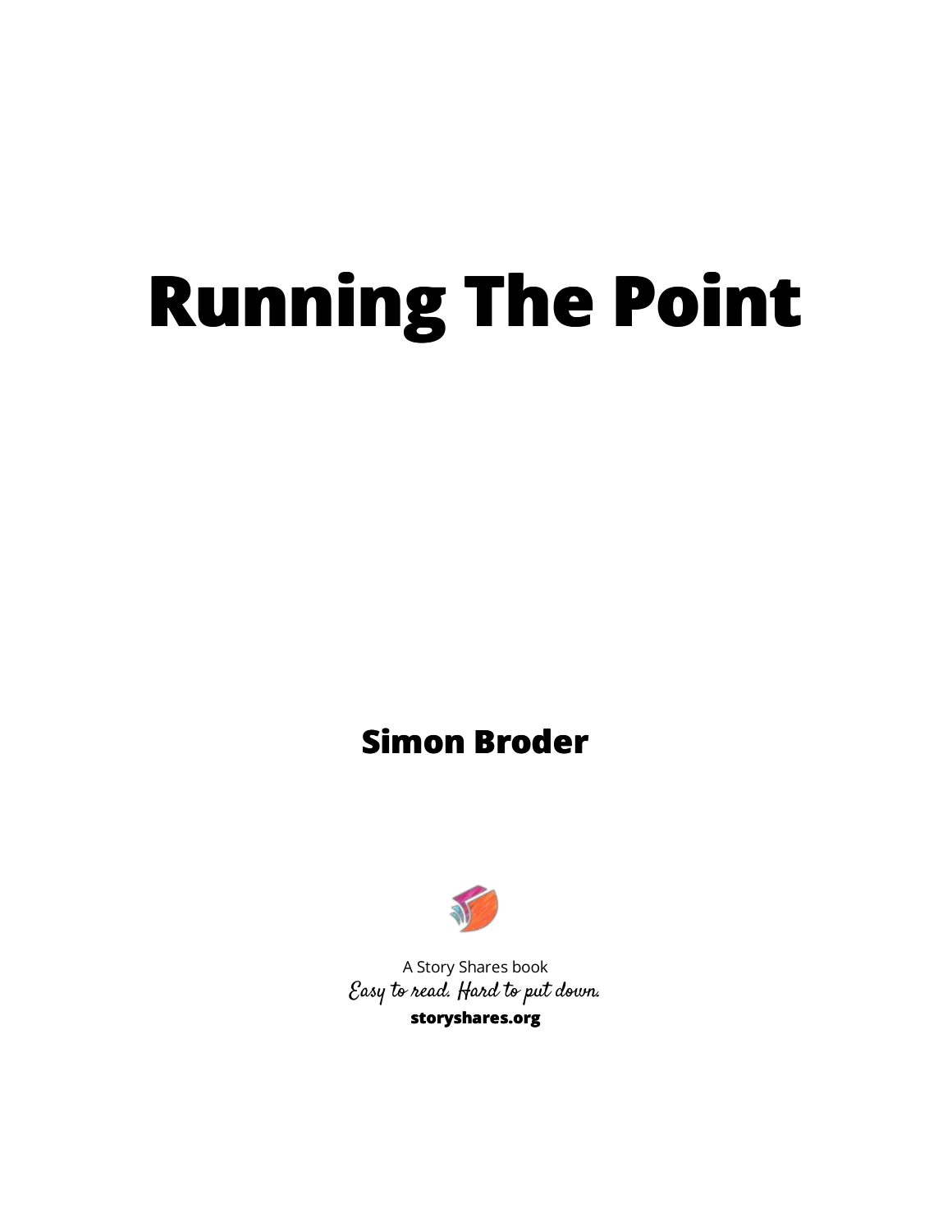# Running The Point

**Simon Broder**

A Story Shares book

*Easy to read. Hard to put down.*

**storyshares.org**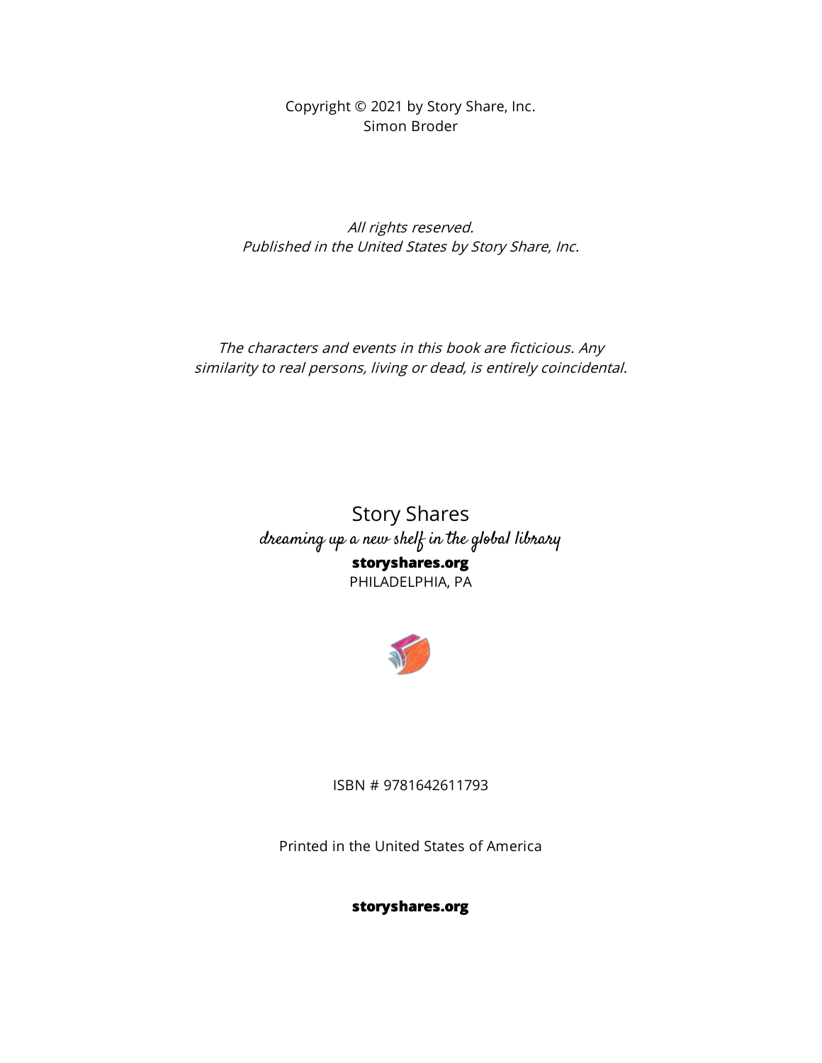Copyright © 2021 by Story Share, Inc.
Simon Broder

*All rights reserved.*
*Published in the United States by Story Share, Inc.*

*The characters and events in this book are ficticious. Any similarity to real persons, living or dead, is entirely coincidental.*

Story Shares
dreaming up a new shelf in the global library
**storyshares.org**
PHILADELPHIA, PA

ISBN # 9781642611793

Printed in the United States of America

**storyshares.org**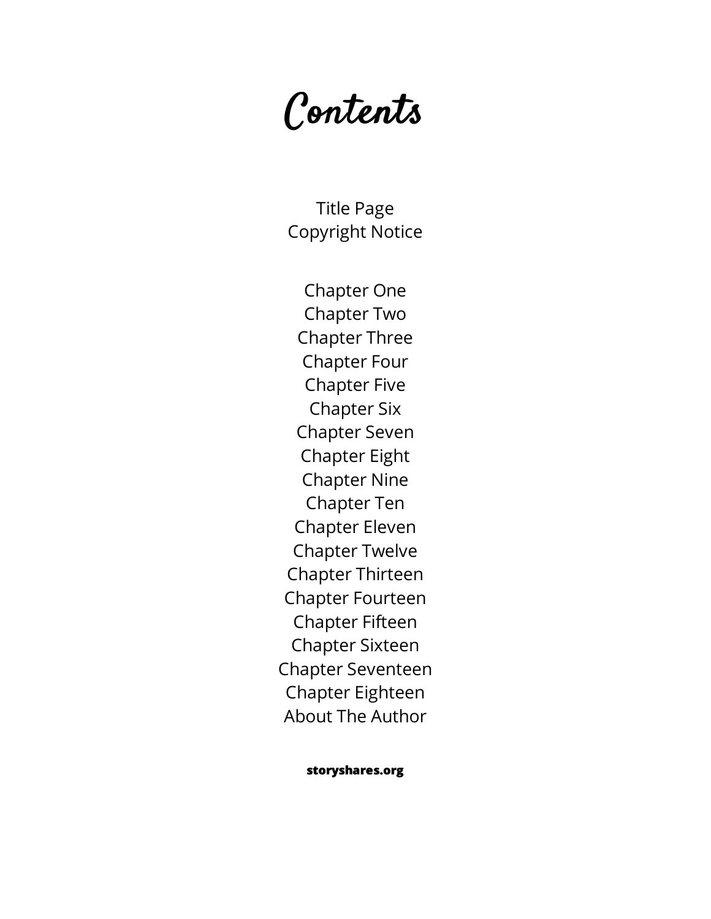# Contents

Title Page
Copyright Notice

Chapter One
Chapter Two
Chapter Three
Chapter Four
Chapter Five
Chapter Six
Chapter Seven
Chapter Eight
Chapter Nine
Chapter Ten
Chapter Eleven
Chapter Twelve
Chapter Thirteen
Chapter Fourteen
Chapter Fifteen
Chapter Sixteen
Chapter Seventeen
Chapter Eighteen
About The Author

**storyshares.org**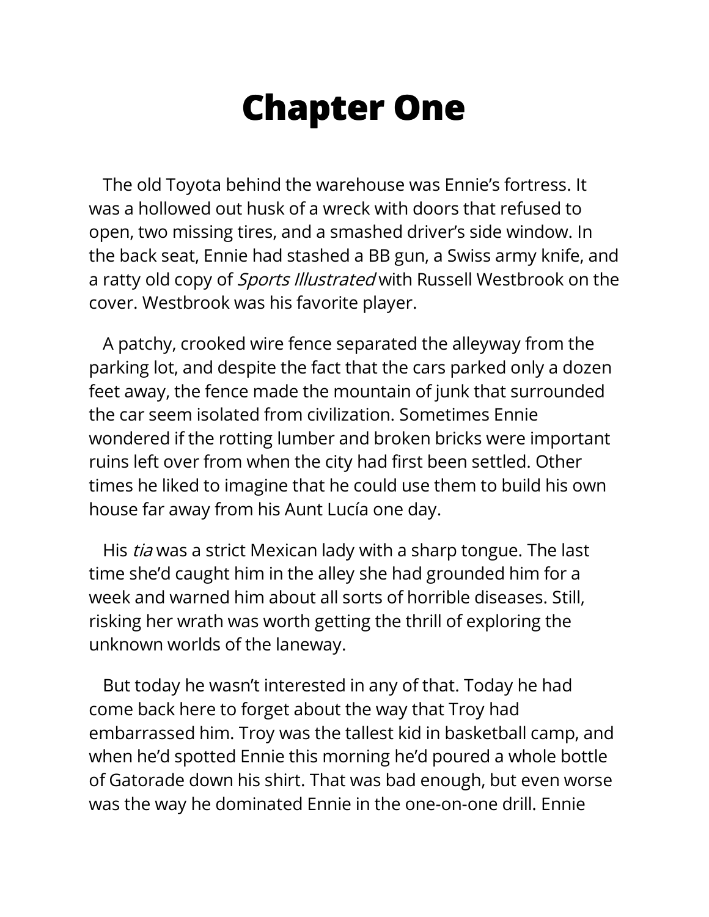# Chapter One

The old Toyota behind the warehouse was Ennie's fortress. It was a hollowed out husk of a wreck with doors that refused to open, two missing tires, and a smashed driver's side window. In the back seat, Ennie had stashed a BB gun, a Swiss army knife, and a ratty old copy of *Sports Illustrated* with Russell Westbrook on the cover. Westbrook was his favorite player.

A patchy, crooked wire fence separated the alleyway from the parking lot, and despite the fact that the cars parked only a dozen feet away, the fence made the mountain of junk that surrounded the car seem isolated from civilization. Sometimes Ennie wondered if the rotting lumber and broken bricks were important ruins left over from when the city had first been settled. Other times he liked to imagine that he could use them to build his own house far away from his Aunt Lucía one day.

His *tia* was a strict Mexican lady with a sharp tongue. The last time she'd caught him in the alley she had grounded him for a week and warned him about all sorts of horrible diseases. Still, risking her wrath was worth getting the thrill of exploring the unknown worlds of the laneway.

But today he wasn't interested in any of that. Today he had come back here to forget about the way that Troy had embarrassed him. Troy was the tallest kid in basketball camp, and when he'd spotted Ennie this morning he'd poured a whole bottle of Gatorade down his shirt. That was bad enough, but even worse was the way he dominated Ennie in the one-on-one drill. Ennie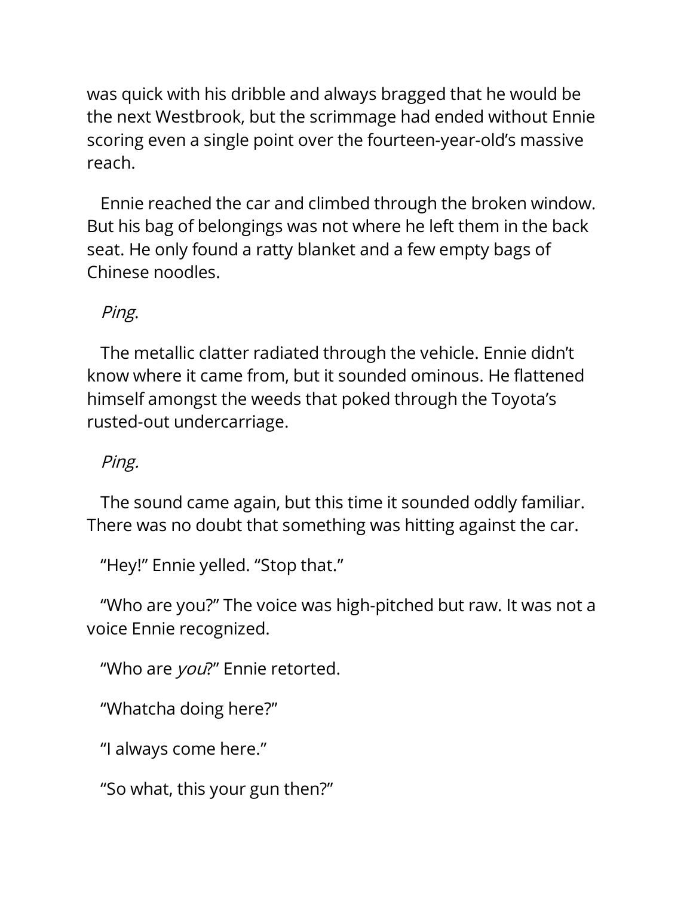was quick with his dribble and always bragged that he would be the next Westbrook, but the scrimmage had ended without Ennie scoring even a single point over the fourteen-year-old's massive reach.

Ennie reached the car and climbed through the broken window. But his bag of belongings was not where he left them in the back seat. He only found a ratty blanket and a few empty bags of Chinese noodles.

*Ping*.

The metallic clatter radiated through the vehicle. Ennie didn't know where it came from, but it sounded ominous. He flattened himself amongst the weeds that poked through the Toyota's rusted-out undercarriage.

*Ping.*

The sound came again, but this time it sounded oddly familiar. There was no doubt that something was hitting against the car.

"Hey!" Ennie yelled. "Stop that."

"Who are you?" The voice was high-pitched but raw. It was not a voice Ennie recognized.

"Who are *you*?" Ennie retorted.

"Whatcha doing here?"

"I always come here."

"So what, this your gun then?"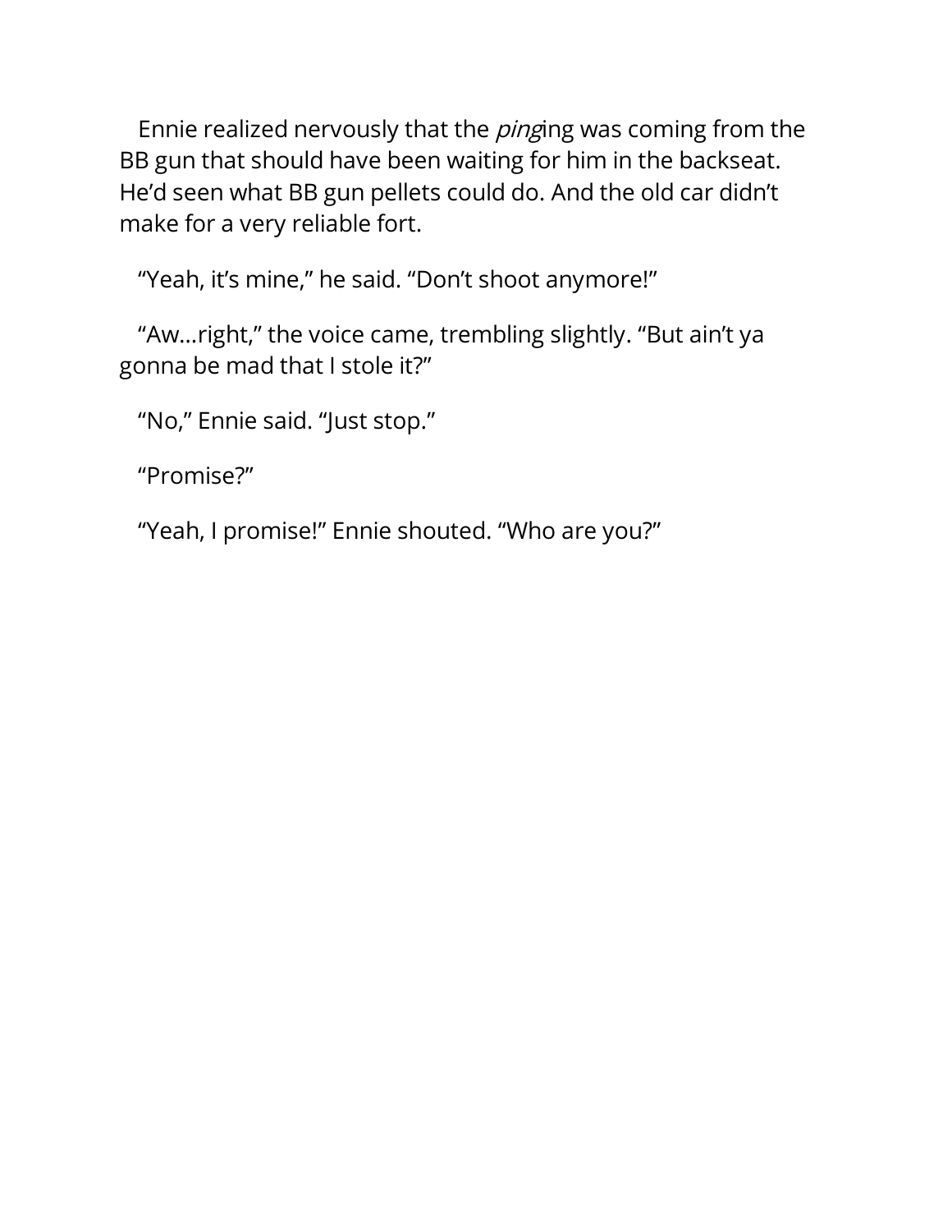Ennie realized nervously that the *ping*ing was coming from the BB gun that should have been waiting for him in the backseat. He'd seen what BB gun pellets could do. And the old car didn't make for a very reliable fort.

"Yeah, it's mine," he said. "Don't shoot anymore!"

"Aw...right," the voice came, trembling slightly. "But ain't ya gonna be mad that I stole it?"

"No," Ennie said. "Just stop."

"Promise?"

"Yeah, I promise!" Ennie shouted. "Who are you?"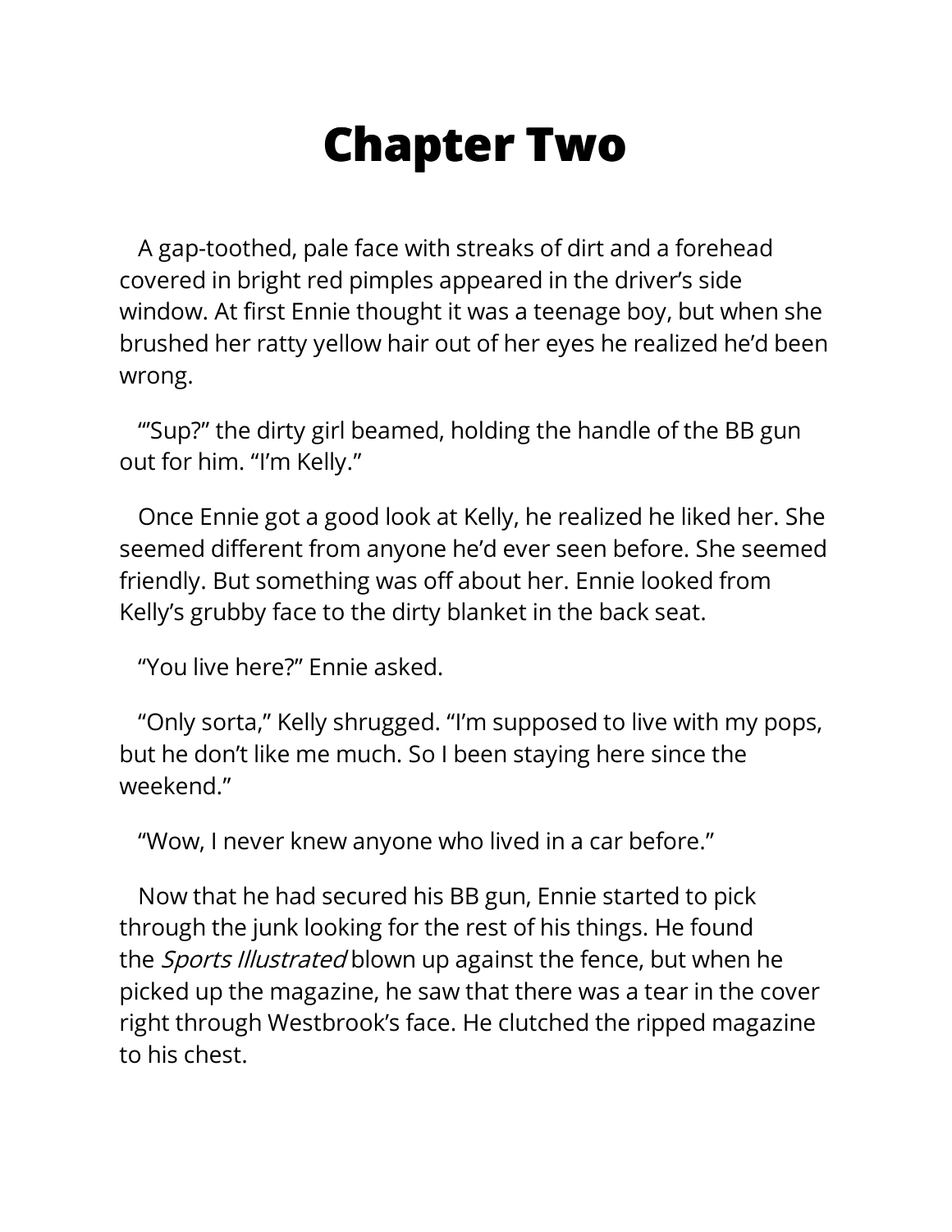# Chapter Two

A gap-toothed, pale face with streaks of dirt and a forehead covered in bright red pimples appeared in the driver's side window. At first Ennie thought it was a teenage boy, but when she brushed her ratty yellow hair out of her eyes he realized he'd been wrong.

"'Sup?" the dirty girl beamed, holding the handle of the BB gun out for him. "I'm Kelly."

Once Ennie got a good look at Kelly, he realized he liked her. She seemed different from anyone he'd ever seen before. She seemed friendly. But something was off about her. Ennie looked from Kelly's grubby face to the dirty blanket in the back seat.

"You live here?" Ennie asked.

"Only sorta," Kelly shrugged. "I'm supposed to live with my pops, but he don't like me much. So I been staying here since the weekend."

"Wow, I never knew anyone who lived in a car before."

Now that he had secured his BB gun, Ennie started to pick through the junk looking for the rest of his things. He found the *Sports Illustrated* blown up against the fence, but when he picked up the magazine, he saw that there was a tear in the cover right through Westbrook's face. He clutched the ripped magazine to his chest.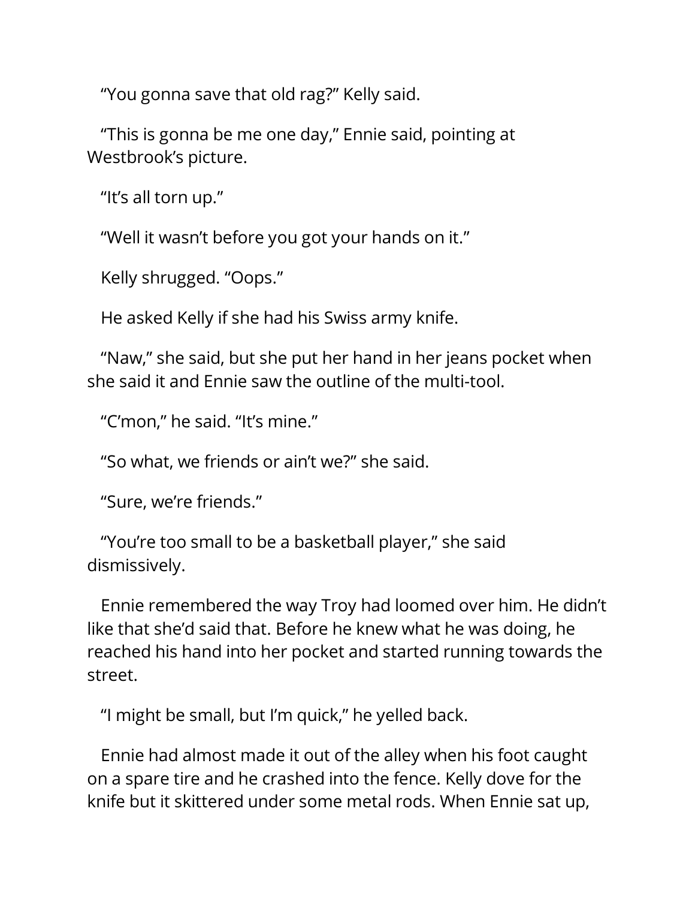"You gonna save that old rag?" Kelly said.

"This is gonna be me one day," Ennie said, pointing at Westbrook's picture.

"It's all torn up."

"Well it wasn't before you got your hands on it."

Kelly shrugged. "Oops."

He asked Kelly if she had his Swiss army knife.

"Naw," she said, but she put her hand in her jeans pocket when she said it and Ennie saw the outline of the multi-tool.

"C'mon," he said. "It's mine."

"So what, we friends or ain't we?" she said.

"Sure, we're friends."

"You're too small to be a basketball player," she said dismissively.

Ennie remembered the way Troy had loomed over him. He didn't like that she'd said that. Before he knew what he was doing, he reached his hand into her pocket and started running towards the street.

"I might be small, but I'm quick," he yelled back.

Ennie had almost made it out of the alley when his foot caught on a spare tire and he crashed into the fence. Kelly dove for the knife but it skittered under some metal rods. When Ennie sat up,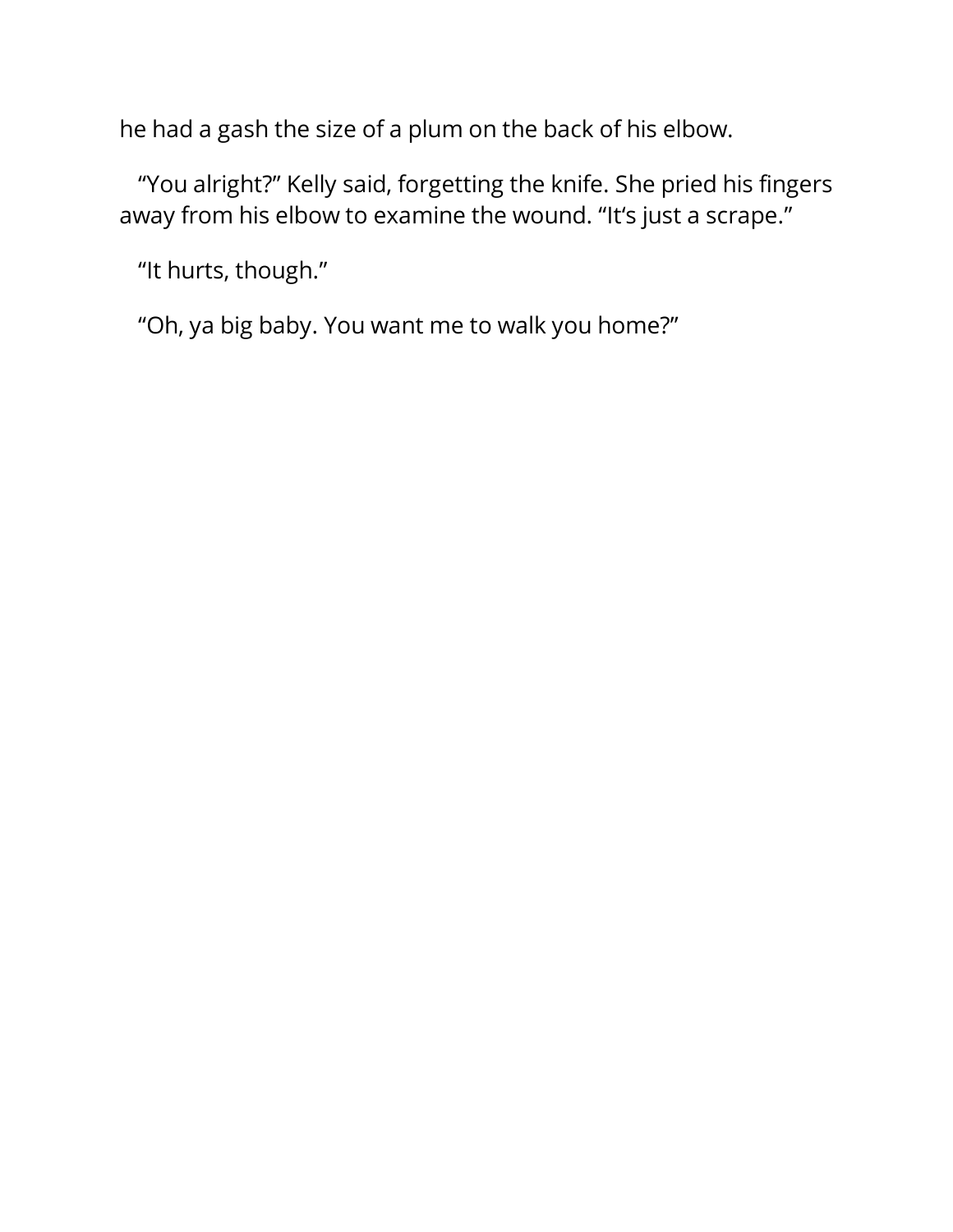he had a gash the size of a plum on the back of his elbow.

"You alright?" Kelly said, forgetting the knife. She pried his fingers away from his elbow to examine the wound. "It's just a scrape."

"It hurts, though."

"Oh, ya big baby. You want me to walk you home?"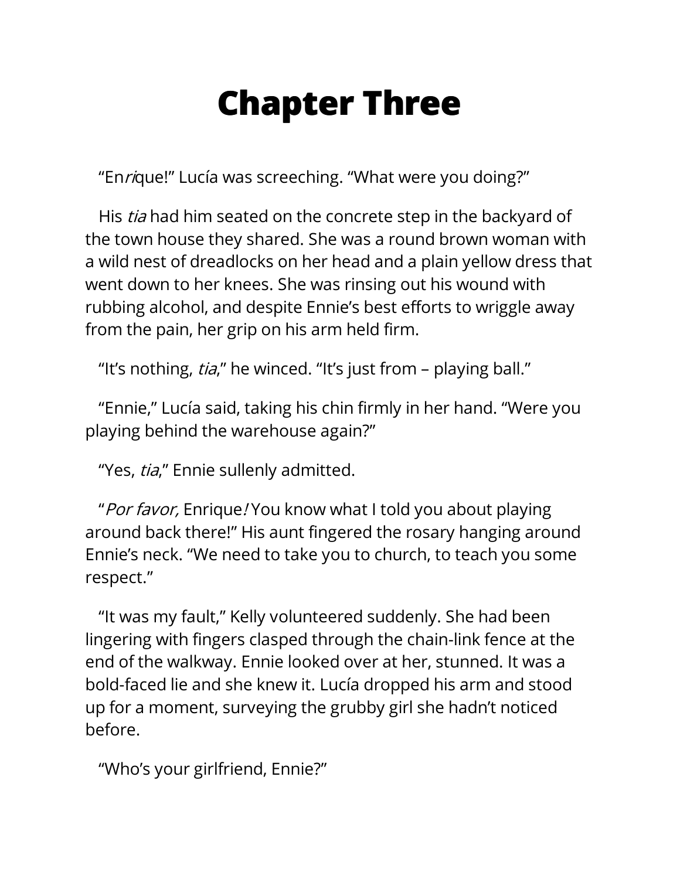# Chapter Three

"En*ri*que!" Lucía was screeching. "What were you doing?"

His *tia* had him seated on the concrete step in the backyard of the town house they shared. She was a round brown woman with a wild nest of dreadlocks on her head and a plain yellow dress that went down to her knees. She was rinsing out his wound with rubbing alcohol, and despite Ennie's best efforts to wriggle away from the pain, her grip on his arm held firm.

"It's nothing, *tia*," he winced. "It's just from – playing ball."

"Ennie," Lucía said, taking his chin firmly in her hand. "Were you playing behind the warehouse again?"

"Yes, *tia*," Ennie sullenly admitted.

"*Por favor,* Enrique*!* You know what I told you about playing around back there!" His aunt fingered the rosary hanging around Ennie's neck. "We need to take you to church, to teach you some respect."

"It was my fault," Kelly volunteered suddenly. She had been lingering with fingers clasped through the chain-link fence at the end of the walkway. Ennie looked over at her, stunned. It was a bold-faced lie and she knew it. Lucía dropped his arm and stood up for a moment, surveying the grubby girl she hadn't noticed before.

"Who's your girlfriend, Ennie?"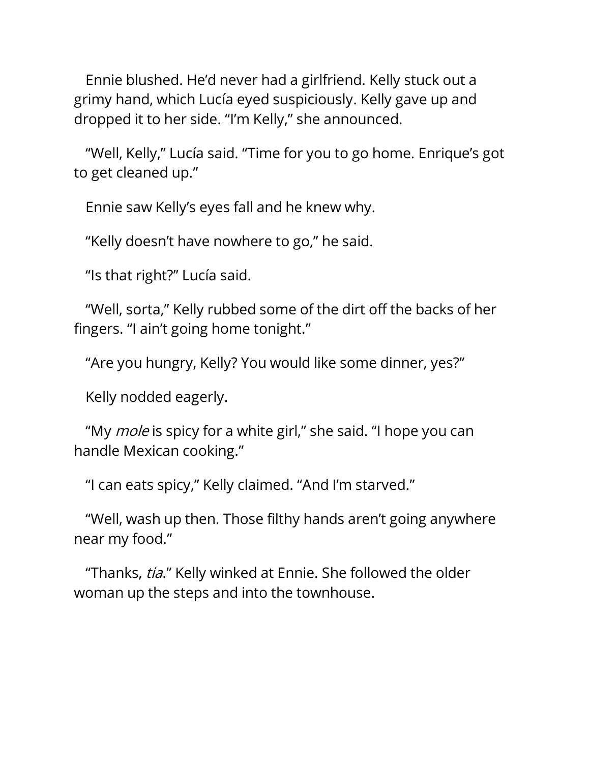Ennie blushed. He'd never had a girlfriend. Kelly stuck out a grimy hand, which Lucía eyed suspiciously. Kelly gave up and dropped it to her side. "I'm Kelly," she announced.

"Well, Kelly," Lucía said. "Time for you to go home. Enrique's got to get cleaned up."

Ennie saw Kelly's eyes fall and he knew why.

"Kelly doesn't have nowhere to go," he said.

"Is that right?" Lucía said.

"Well, sorta," Kelly rubbed some of the dirt off the backs of her fingers. "I ain't going home tonight."

"Are you hungry, Kelly? You would like some dinner, yes?"

Kelly nodded eagerly.

"My *mole* is spicy for a white girl," she said. "I hope you can handle Mexican cooking."

"I can eats spicy," Kelly claimed. "And I'm starved."

"Well, wash up then. Those filthy hands aren't going anywhere near my food."

"Thanks, *tia*." Kelly winked at Ennie. She followed the older woman up the steps and into the townhouse.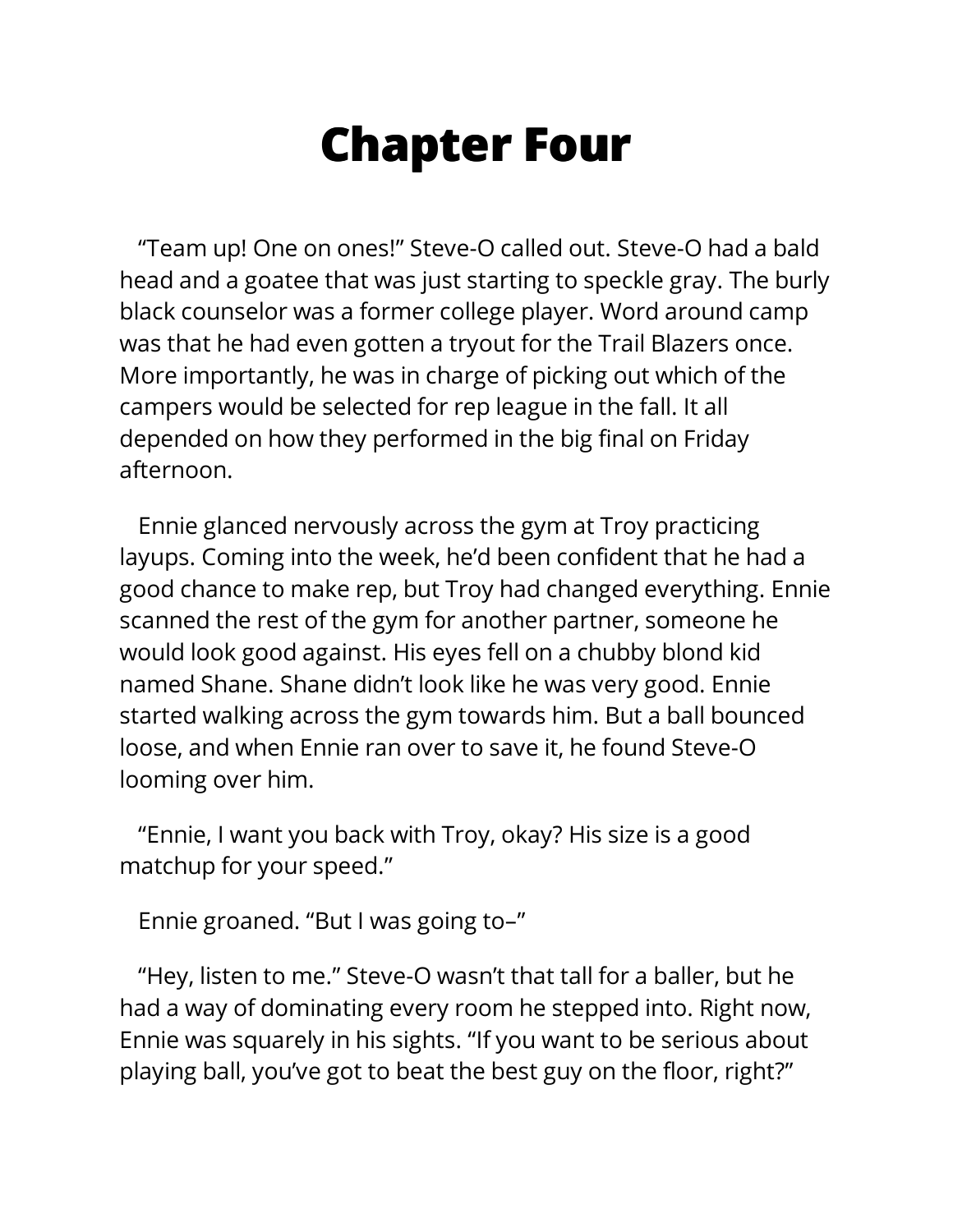# Chapter Four

"Team up! One on ones!" Steve-O called out. Steve-O had a bald head and a goatee that was just starting to speckle gray. The burly black counselor was a former college player. Word around camp was that he had even gotten a tryout for the Trail Blazers once. More importantly, he was in charge of picking out which of the campers would be selected for rep league in the fall. It all depended on how they performed in the big final on Friday afternoon.

Ennie glanced nervously across the gym at Troy practicing layups. Coming into the week, he'd been confident that he had a good chance to make rep, but Troy had changed everything. Ennie scanned the rest of the gym for another partner, someone he would look good against. His eyes fell on a chubby blond kid named Shane. Shane didn't look like he was very good. Ennie started walking across the gym towards him. But a ball bounced loose, and when Ennie ran over to save it, he found Steve-O looming over him.

"Ennie, I want you back with Troy, okay? His size is a good matchup for your speed."

Ennie groaned. "But I was going to–"

"Hey, listen to me." Steve-O wasn't that tall for a baller, but he had a way of dominating every room he stepped into. Right now, Ennie was squarely in his sights. "If you want to be serious about playing ball, you've got to beat the best guy on the floor, right?"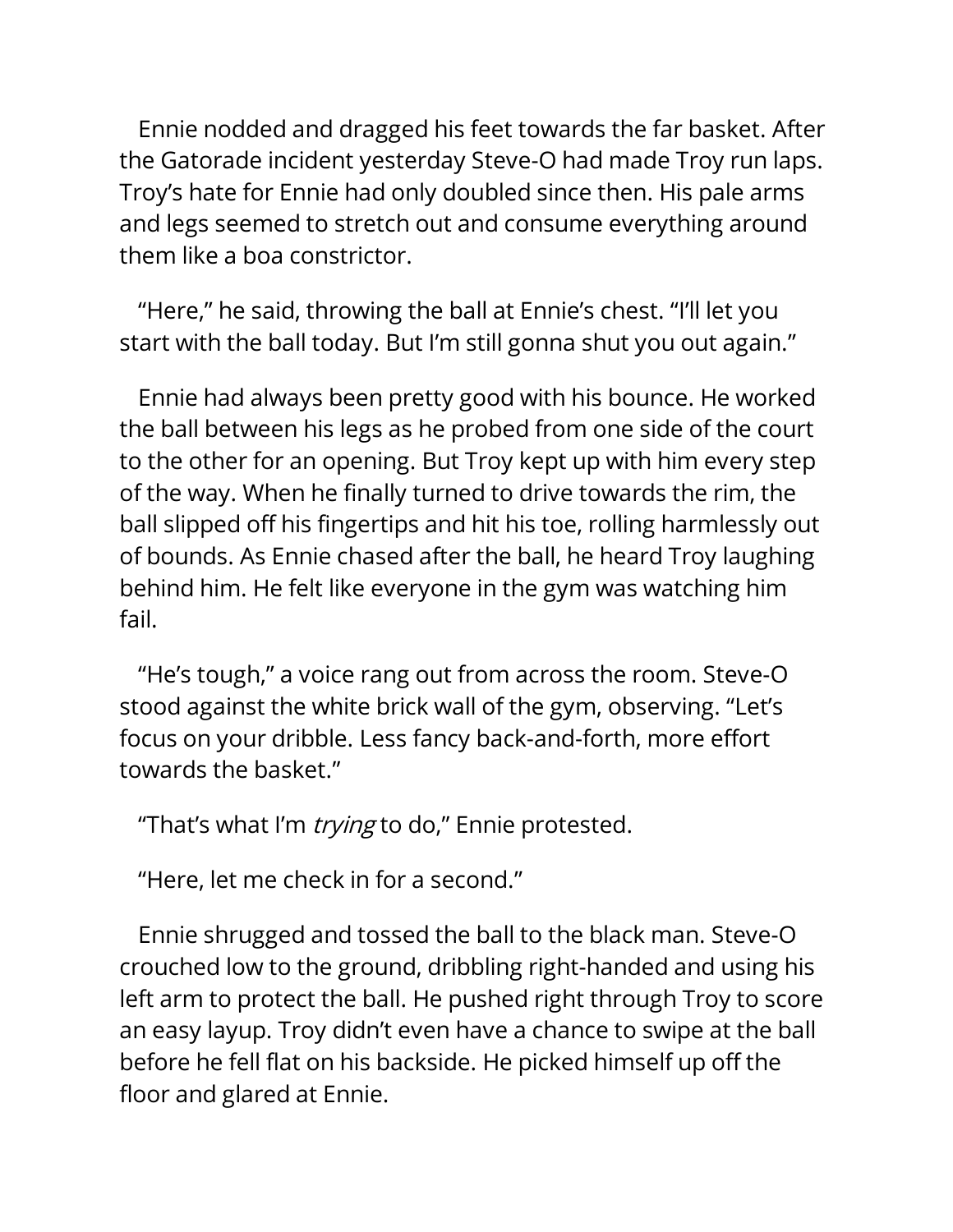Ennie nodded and dragged his feet towards the far basket. After the Gatorade incident yesterday Steve-O had made Troy run laps. Troy's hate for Ennie had only doubled since then. His pale arms and legs seemed to stretch out and consume everything around them like a boa constrictor.

"Here," he said, throwing the ball at Ennie's chest. "I'll let you start with the ball today. But I'm still gonna shut you out again."

Ennie had always been pretty good with his bounce. He worked the ball between his legs as he probed from one side of the court to the other for an opening. But Troy kept up with him every step of the way. When he finally turned to drive towards the rim, the ball slipped off his fingertips and hit his toe, rolling harmlessly out of bounds. As Ennie chased after the ball, he heard Troy laughing behind him. He felt like everyone in the gym was watching him fail.

"He's tough," a voice rang out from across the room. Steve-O stood against the white brick wall of the gym, observing. "Let's focus on your dribble. Less fancy back-and-forth, more effort towards the basket."

"That's what I'm *trying* to do," Ennie protested.

"Here, let me check in for a second."

Ennie shrugged and tossed the ball to the black man. Steve-O crouched low to the ground, dribbling right-handed and using his left arm to protect the ball. He pushed right through Troy to score an easy layup. Troy didn't even have a chance to swipe at the ball before he fell flat on his backside. He picked himself up off the floor and glared at Ennie.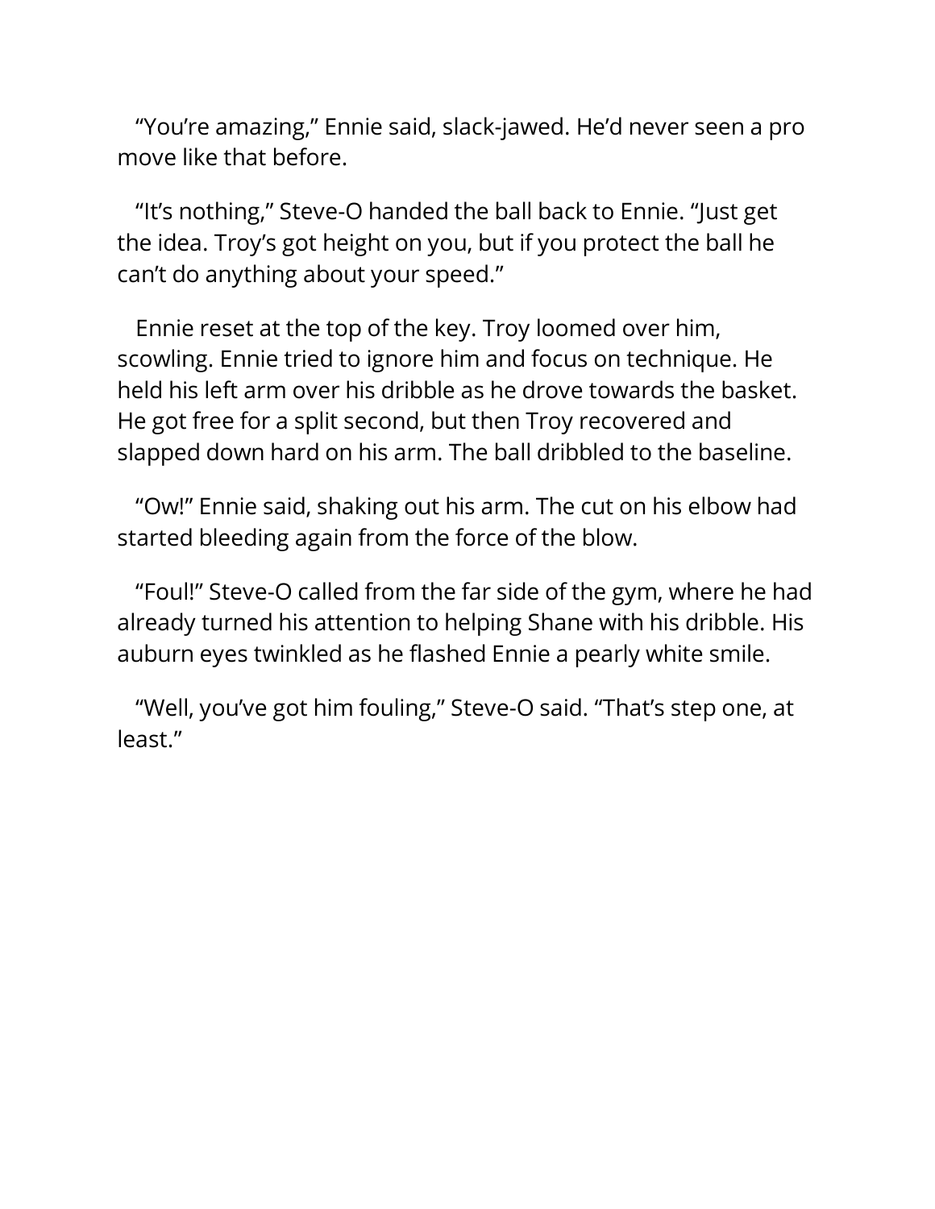"You're amazing," Ennie said, slack-jawed. He'd never seen a pro move like that before.

"It's nothing," Steve-O handed the ball back to Ennie. "Just get the idea. Troy's got height on you, but if you protect the ball he can't do anything about your speed."

Ennie reset at the top of the key. Troy loomed over him, scowling. Ennie tried to ignore him and focus on technique. He held his left arm over his dribble as he drove towards the basket. He got free for a split second, but then Troy recovered and slapped down hard on his arm. The ball dribbled to the baseline.

"Ow!" Ennie said, shaking out his arm. The cut on his elbow had started bleeding again from the force of the blow.

"Foul!" Steve-O called from the far side of the gym, where he had already turned his attention to helping Shane with his dribble. His auburn eyes twinkled as he flashed Ennie a pearly white smile.

"Well, you've got him fouling," Steve-O said. "That's step one, at least."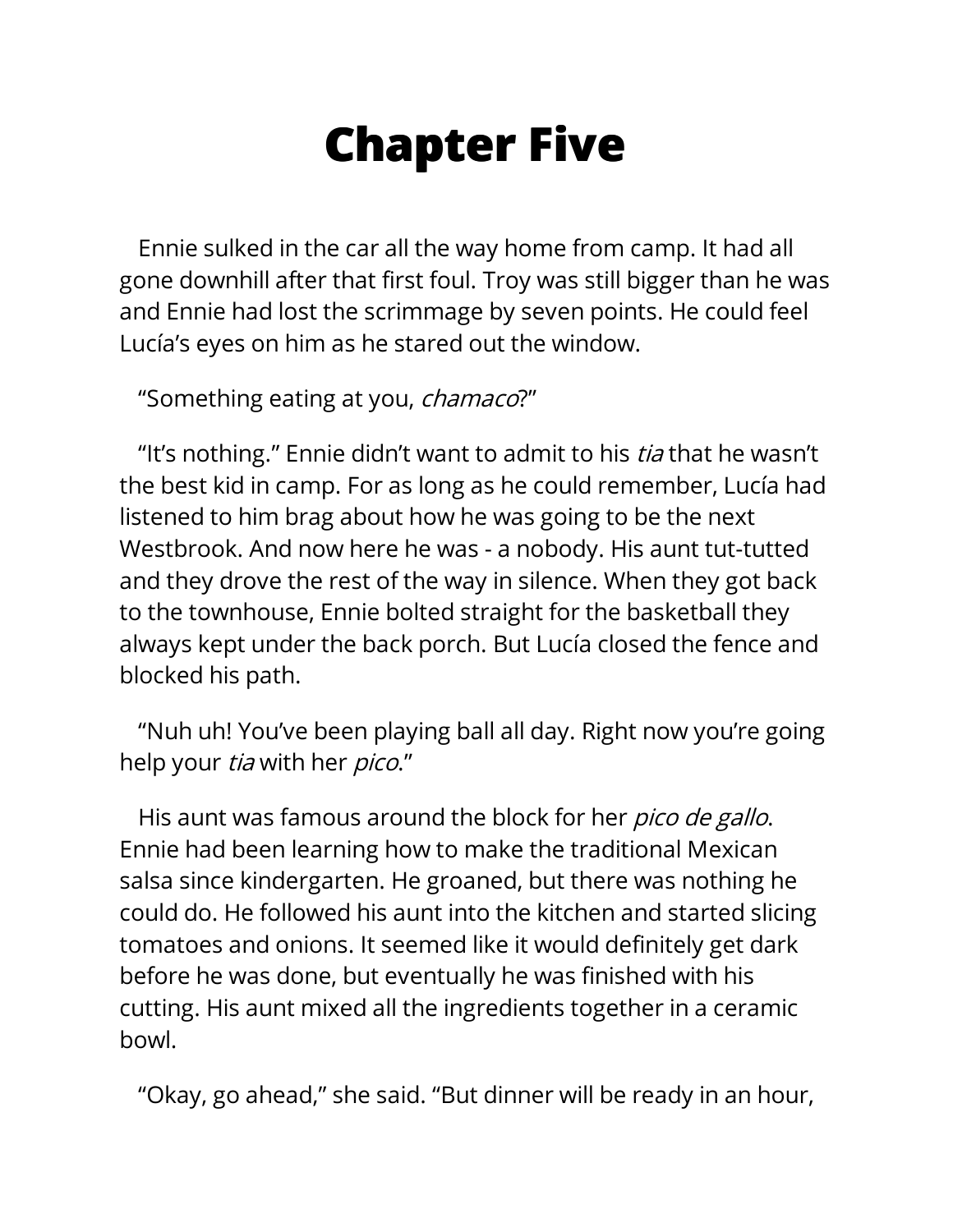# Chapter Five

Ennie sulked in the car all the way home from camp. It had all gone downhill after that first foul. Troy was still bigger than he was and Ennie had lost the scrimmage by seven points. He could feel Lucía's eyes on him as he stared out the window.

"Something eating at you, *chamaco*?"

"It's nothing." Ennie didn't want to admit to his *tia* that he wasn't the best kid in camp. For as long as he could remember, Lucía had listened to him brag about how he was going to be the next Westbrook. And now here he was - a nobody. His aunt tut-tutted and they drove the rest of the way in silence. When they got back to the townhouse, Ennie bolted straight for the basketball they always kept under the back porch. But Lucía closed the fence and blocked his path.

"Nuh uh! You've been playing ball all day. Right now you're going help your *tia* with her *pico*."

His aunt was famous around the block for her *pico de gallo*. Ennie had been learning how to make the traditional Mexican salsa since kindergarten. He groaned, but there was nothing he could do. He followed his aunt into the kitchen and started slicing tomatoes and onions. It seemed like it would definitely get dark before he was done, but eventually he was finished with his cutting. His aunt mixed all the ingredients together in a ceramic bowl.

"Okay, go ahead," she said. "But dinner will be ready in an hour,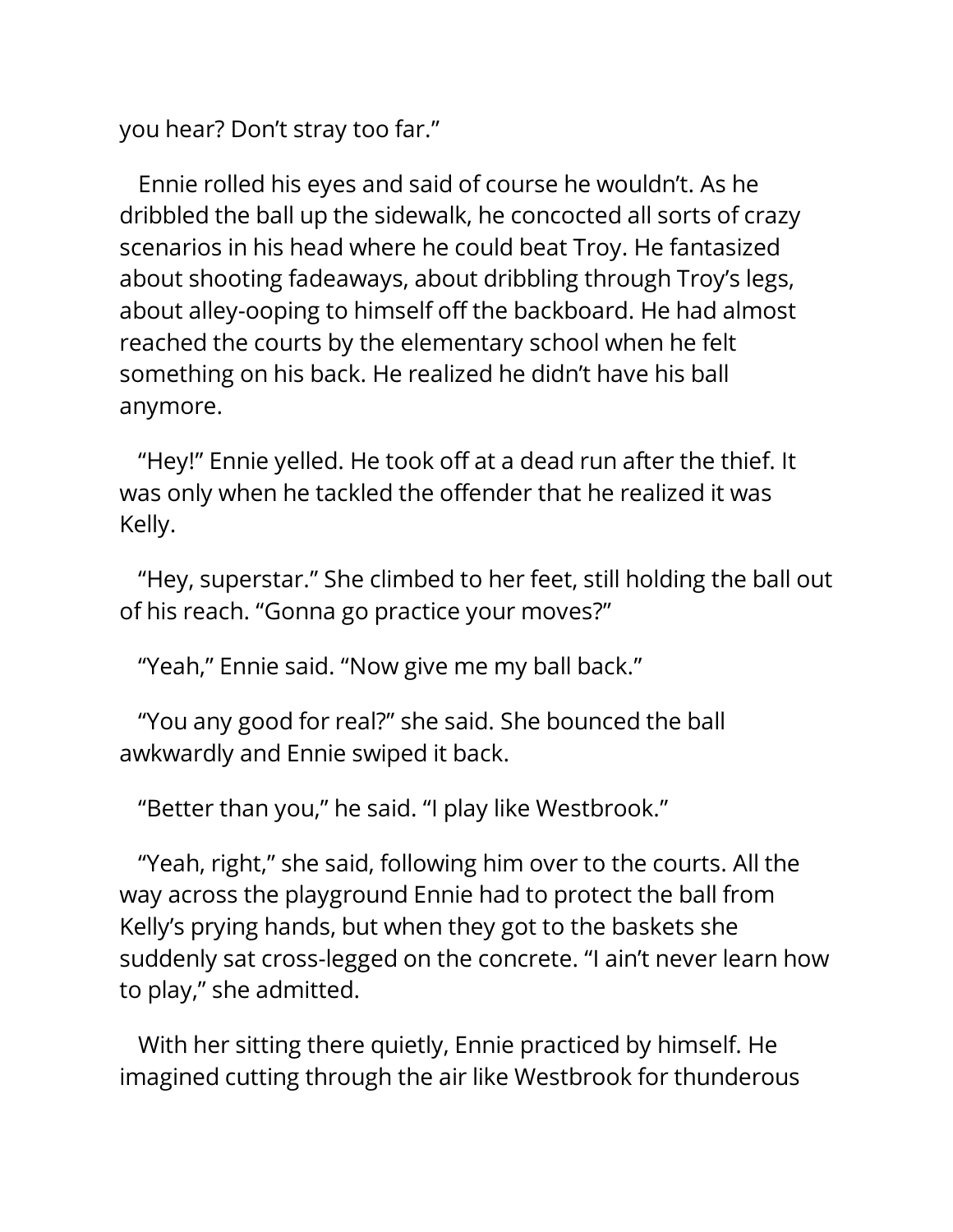you hear? Don't stray too far."

Ennie rolled his eyes and said of course he wouldn't. As he dribbled the ball up the sidewalk, he concocted all sorts of crazy scenarios in his head where he could beat Troy. He fantasized about shooting fadeaways, about dribbling through Troy's legs, about alley-ooping to himself off the backboard. He had almost reached the courts by the elementary school when he felt something on his back. He realized he didn't have his ball anymore.

"Hey!" Ennie yelled. He took off at a dead run after the thief. It was only when he tackled the offender that he realized it was Kelly.

"Hey, superstar." She climbed to her feet, still holding the ball out of his reach. "Gonna go practice your moves?"

"Yeah," Ennie said. "Now give me my ball back."

"You any good for real?" she said. She bounced the ball awkwardly and Ennie swiped it back.

"Better than you," he said. "I play like Westbrook."

"Yeah, right," she said, following him over to the courts. All the way across the playground Ennie had to protect the ball from Kelly's prying hands, but when they got to the baskets she suddenly sat cross-legged on the concrete. "I ain't never learn how to play," she admitted.

With her sitting there quietly, Ennie practiced by himself. He imagined cutting through the air like Westbrook for thunderous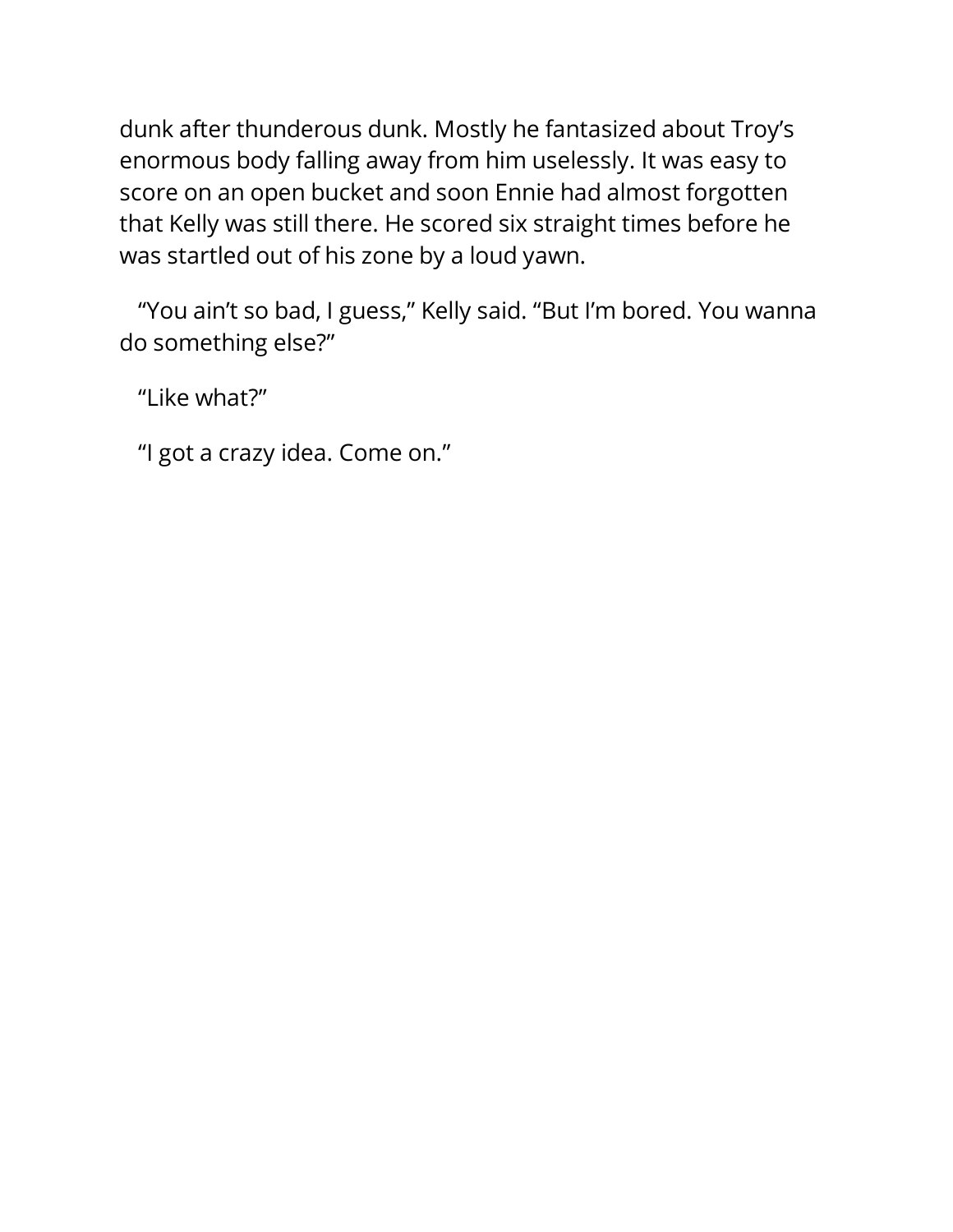dunk after thunderous dunk. Mostly he fantasized about Troy's enormous body falling away from him uselessly. It was easy to score on an open bucket and soon Ennie had almost forgotten that Kelly was still there. He scored six straight times before he was startled out of his zone by a loud yawn.

"You ain't so bad, I guess," Kelly said. "But I'm bored. You wanna do something else?"

"Like what?"

"I got a crazy idea. Come on."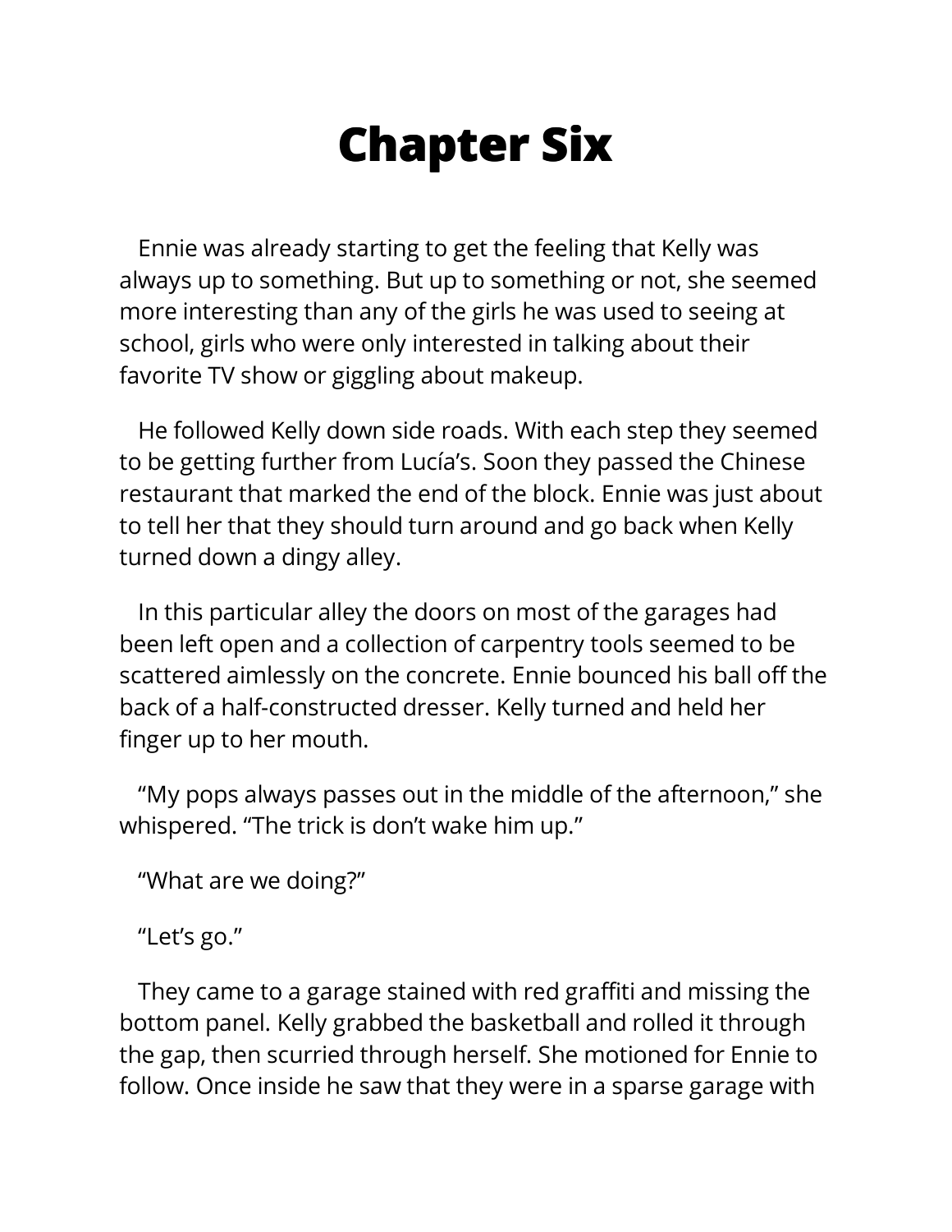# Chapter Six

Ennie was already starting to get the feeling that Kelly was always up to something. But up to something or not, she seemed more interesting than any of the girls he was used to seeing at school, girls who were only interested in talking about their favorite TV show or giggling about makeup.

He followed Kelly down side roads. With each step they seemed to be getting further from Lucía's. Soon they passed the Chinese restaurant that marked the end of the block. Ennie was just about to tell her that they should turn around and go back when Kelly turned down a dingy alley.

In this particular alley the doors on most of the garages had been left open and a collection of carpentry tools seemed to be scattered aimlessly on the concrete. Ennie bounced his ball off the back of a half-constructed dresser. Kelly turned and held her finger up to her mouth.

"My pops always passes out in the middle of the afternoon," she whispered. "The trick is don't wake him up."

"What are we doing?"

"Let's go."

They came to a garage stained with red graffiti and missing the bottom panel. Kelly grabbed the basketball and rolled it through the gap, then scurried through herself. She motioned for Ennie to follow. Once inside he saw that they were in a sparse garage with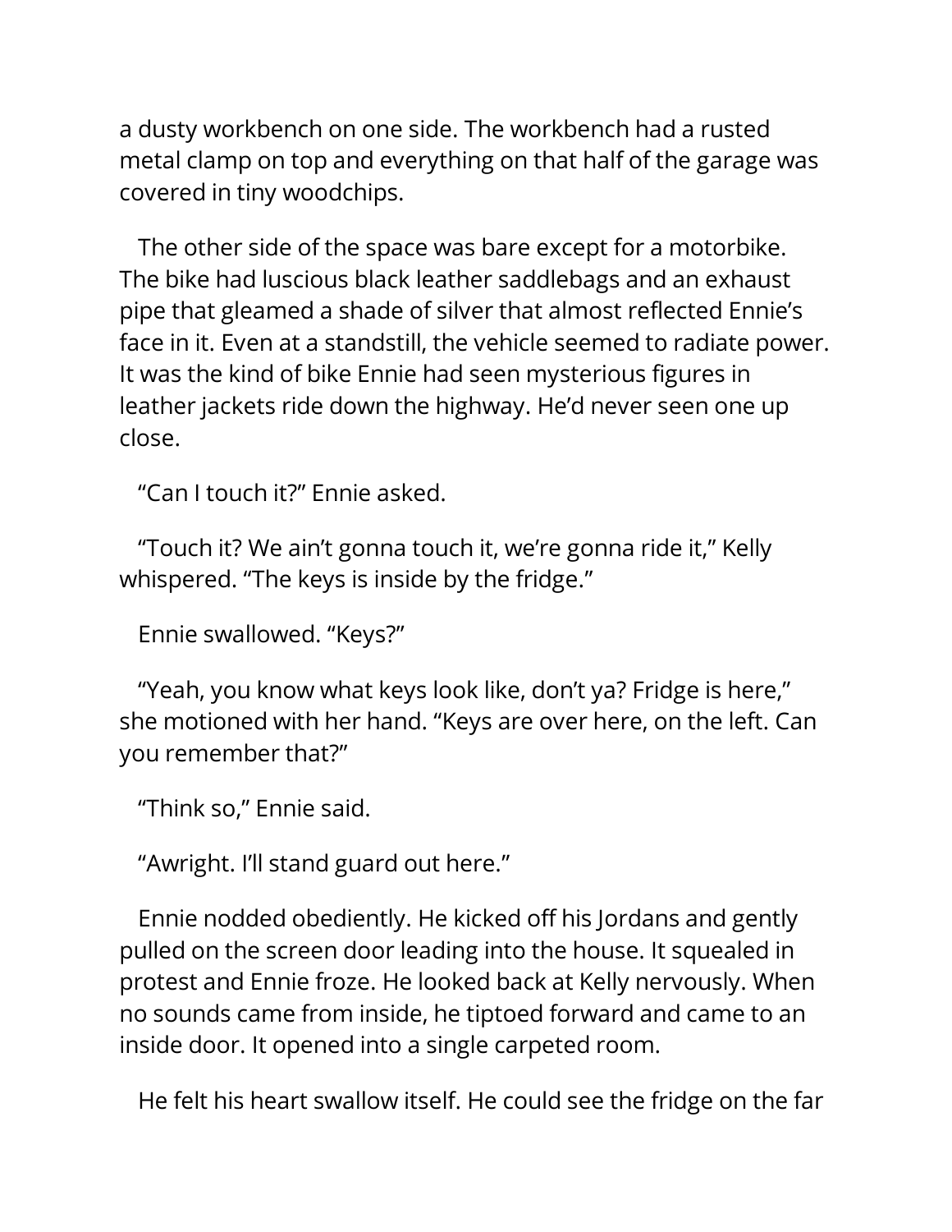a dusty workbench on one side. The workbench had a rusted metal clamp on top and everything on that half of the garage was covered in tiny woodchips.

The other side of the space was bare except for a motorbike. The bike had luscious black leather saddlebags and an exhaust pipe that gleamed a shade of silver that almost reflected Ennie's face in it. Even at a standstill, the vehicle seemed to radiate power. It was the kind of bike Ennie had seen mysterious figures in leather jackets ride down the highway. He'd never seen one up close.

"Can I touch it?" Ennie asked.

"Touch it? We ain't gonna touch it, we're gonna ride it," Kelly whispered. "The keys is inside by the fridge."

Ennie swallowed. "Keys?"

"Yeah, you know what keys look like, don't ya? Fridge is here," she motioned with her hand. "Keys are over here, on the left. Can you remember that?"

"Think so," Ennie said.

"Awright. I'll stand guard out here."

Ennie nodded obediently. He kicked off his Jordans and gently pulled on the screen door leading into the house. It squealed in protest and Ennie froze. He looked back at Kelly nervously. When no sounds came from inside, he tiptoed forward and came to an inside door. It opened into a single carpeted room.

He felt his heart swallow itself. He could see the fridge on the far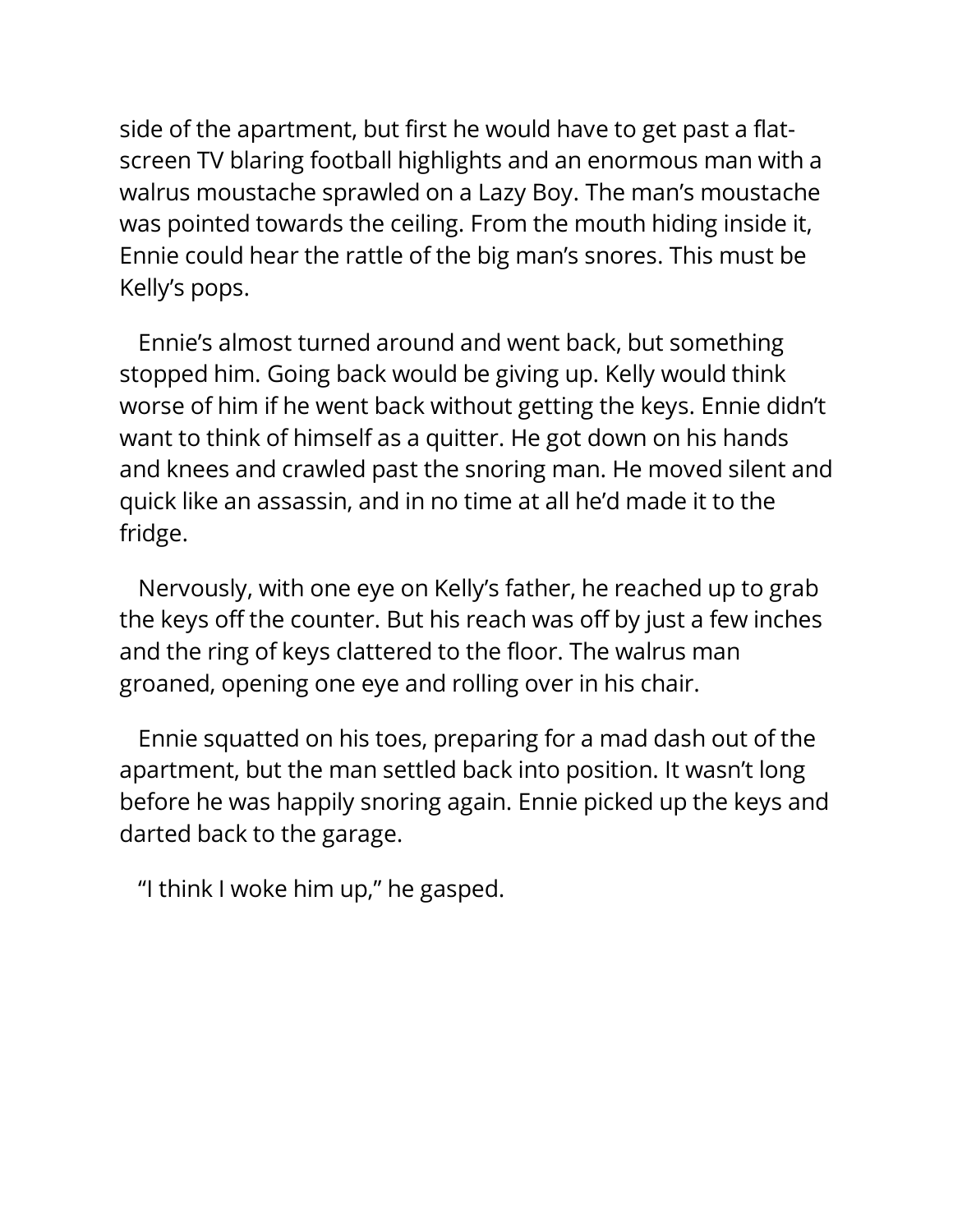side of the apartment, but first he would have to get past a flat-screen TV blaring football highlights and an enormous man with a walrus moustache sprawled on a Lazy Boy. The man's moustache was pointed towards the ceiling. From the mouth hiding inside it, Ennie could hear the rattle of the big man's snores. This must be Kelly's pops.

Ennie's almost turned around and went back, but something stopped him. Going back would be giving up. Kelly would think worse of him if he went back without getting the keys. Ennie didn't want to think of himself as a quitter. He got down on his hands and knees and crawled past the snoring man. He moved silent and quick like an assassin, and in no time at all he'd made it to the fridge.

Nervously, with one eye on Kelly's father, he reached up to grab the keys off the counter. But his reach was off by just a few inches and the ring of keys clattered to the floor. The walrus man groaned, opening one eye and rolling over in his chair.

Ennie squatted on his toes, preparing for a mad dash out of the apartment, but the man settled back into position. It wasn't long before he was happily snoring again. Ennie picked up the keys and darted back to the garage.

"I think I woke him up," he gasped.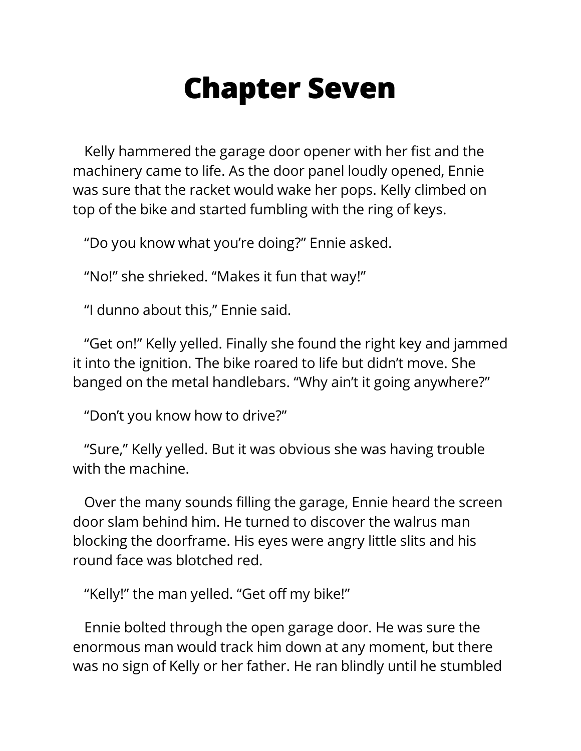# Chapter Seven

Kelly hammered the garage door opener with her fist and the machinery came to life. As the door panel loudly opened, Ennie was sure that the racket would wake her pops. Kelly climbed on top of the bike and started fumbling with the ring of keys.

“Do you know what you’re doing?” Ennie asked.

“No!” she shrieked. “Makes it fun that way!”

“I dunno about this,” Ennie said.

“Get on!” Kelly yelled. Finally she found the right key and jammed it into the ignition. The bike roared to life but didn’t move. She banged on the metal handlebars. “Why ain’t it going anywhere?”

“Don’t you know how to drive?”

“Sure,” Kelly yelled. But it was obvious she was having trouble with the machine.

Over the many sounds filling the garage, Ennie heard the screen door slam behind him. He turned to discover the walrus man blocking the doorframe. His eyes were angry little slits and his round face was blotched red.

“Kelly!” the man yelled. “Get off my bike!”

Ennie bolted through the open garage door. He was sure the enormous man would track him down at any moment, but there was no sign of Kelly or her father. He ran blindly until he stumbled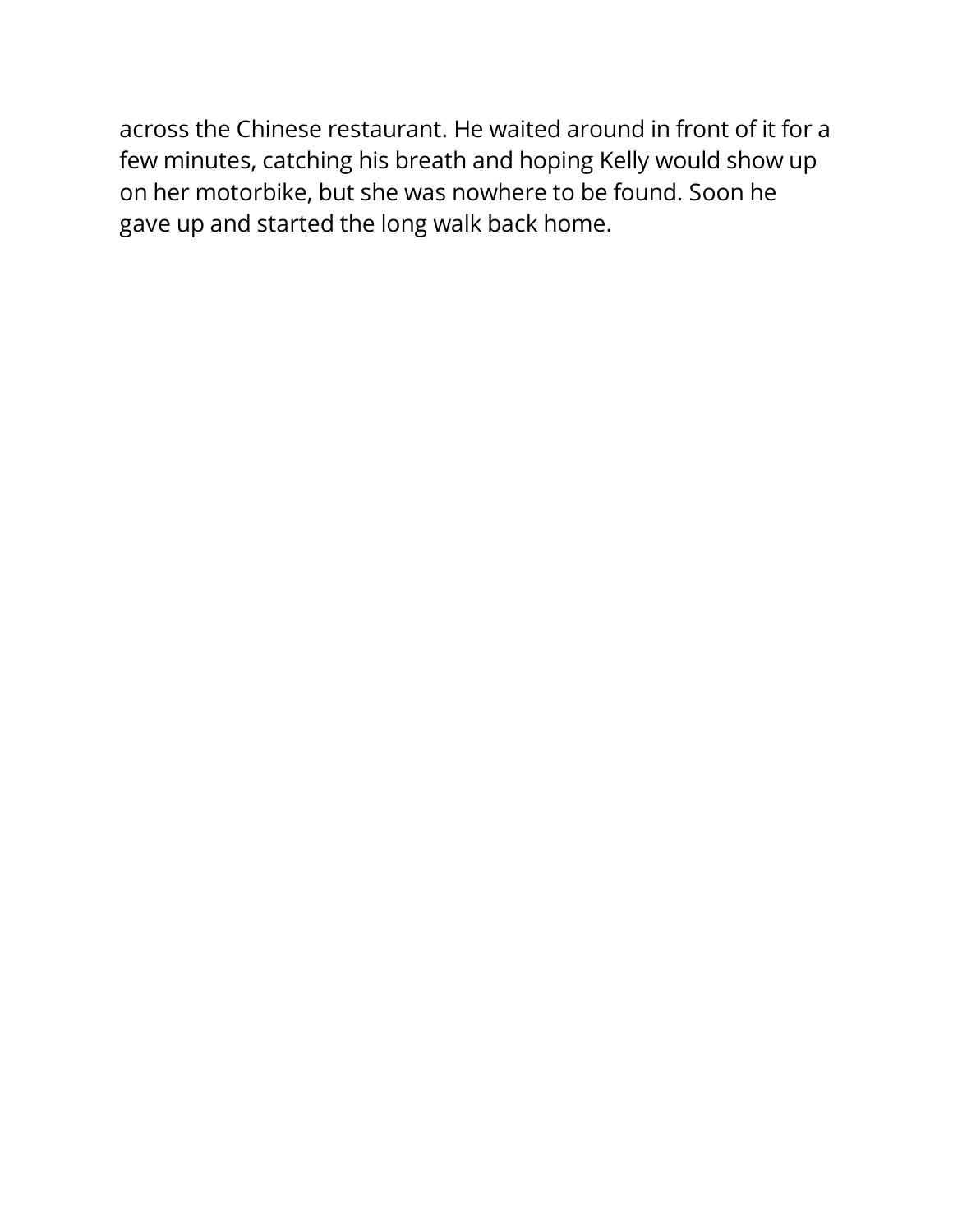across the Chinese restaurant. He waited around in front of it for a few minutes, catching his breath and hoping Kelly would show up on her motorbike, but she was nowhere to be found. Soon he gave up and started the long walk back home.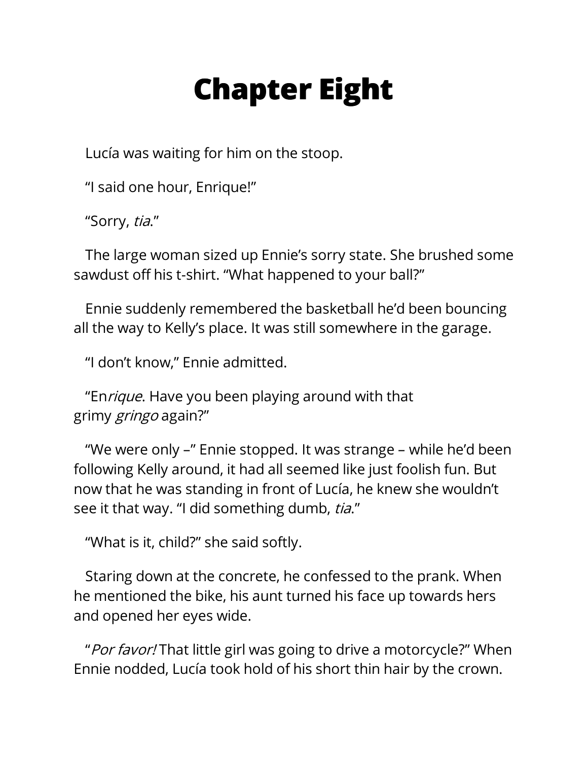# Chapter Eight

Lucía was waiting for him on the stoop.

"I said one hour, Enrique!"

"Sorry, *tia*."

The large woman sized up Ennie's sorry state. She brushed some sawdust off his t-shirt. "What happened to your ball?"

Ennie suddenly remembered the basketball he'd been bouncing all the way to Kelly's place. It was still somewhere in the garage.

"I don't know," Ennie admitted.

"En*rique*. Have you been playing around with that grimy *gringo* again?"

"We were only –" Ennie stopped. It was strange – while he'd been following Kelly around, it had all seemed like just foolish fun. But now that he was standing in front of Lucía, he knew she wouldn't see it that way. "I did something dumb, *tia*."

"What is it, child?" she said softly.

Staring down at the concrete, he confessed to the prank. When he mentioned the bike, his aunt turned his face up towards hers and opened her eyes wide.

"*Por favor!* That little girl was going to drive a motorcycle?" When Ennie nodded, Lucía took hold of his short thin hair by the crown.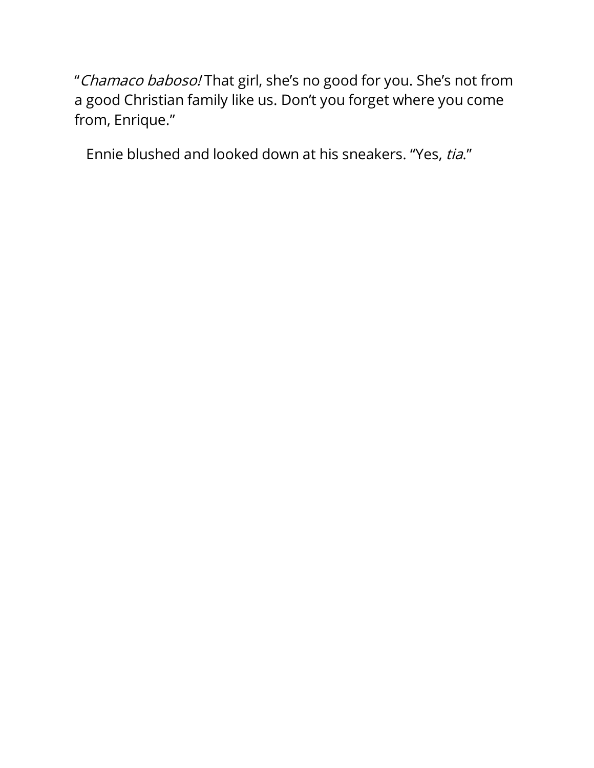“*Chamaco baboso!* That girl, she’s no good for you. She’s not from a good Christian family like us. Don’t you forget where you come from, Enrique.”

Ennie blushed and looked down at his sneakers. “Yes, *tia*.”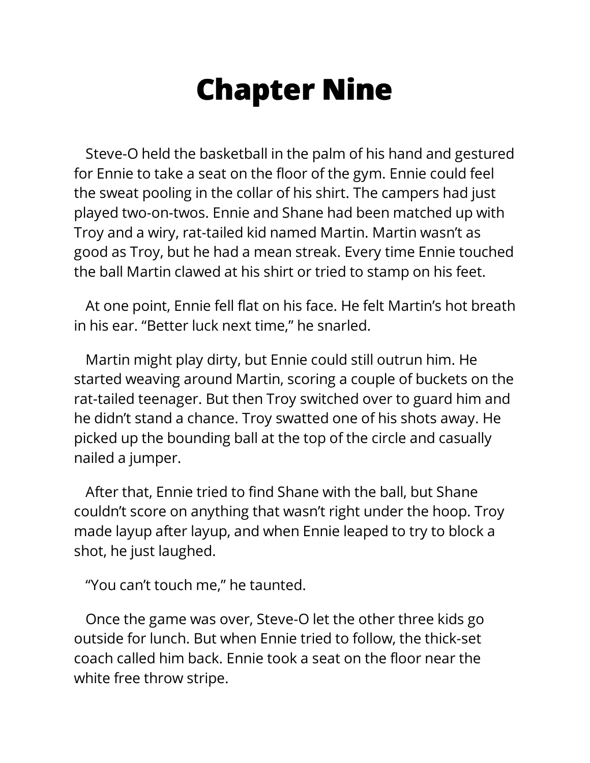# Chapter Nine

Steve-O held the basketball in the palm of his hand and gestured for Ennie to take a seat on the floor of the gym. Ennie could feel the sweat pooling in the collar of his shirt. The campers had just played two-on-twos. Ennie and Shane had been matched up with Troy and a wiry, rat-tailed kid named Martin. Martin wasn't as good as Troy, but he had a mean streak. Every time Ennie touched the ball Martin clawed at his shirt or tried to stamp on his feet.

At one point, Ennie fell flat on his face. He felt Martin's hot breath in his ear. "Better luck next time," he snarled.

Martin might play dirty, but Ennie could still outrun him. He started weaving around Martin, scoring a couple of buckets on the rat-tailed teenager. But then Troy switched over to guard him and he didn't stand a chance. Troy swatted one of his shots away. He picked up the bounding ball at the top of the circle and casually nailed a jumper.

After that, Ennie tried to find Shane with the ball, but Shane couldn't score on anything that wasn't right under the hoop. Troy made layup after layup, and when Ennie leaped to try to block a shot, he just laughed.

"You can't touch me," he taunted.

Once the game was over, Steve-O let the other three kids go outside for lunch. But when Ennie tried to follow, the thick-set coach called him back. Ennie took a seat on the floor near the white free throw stripe.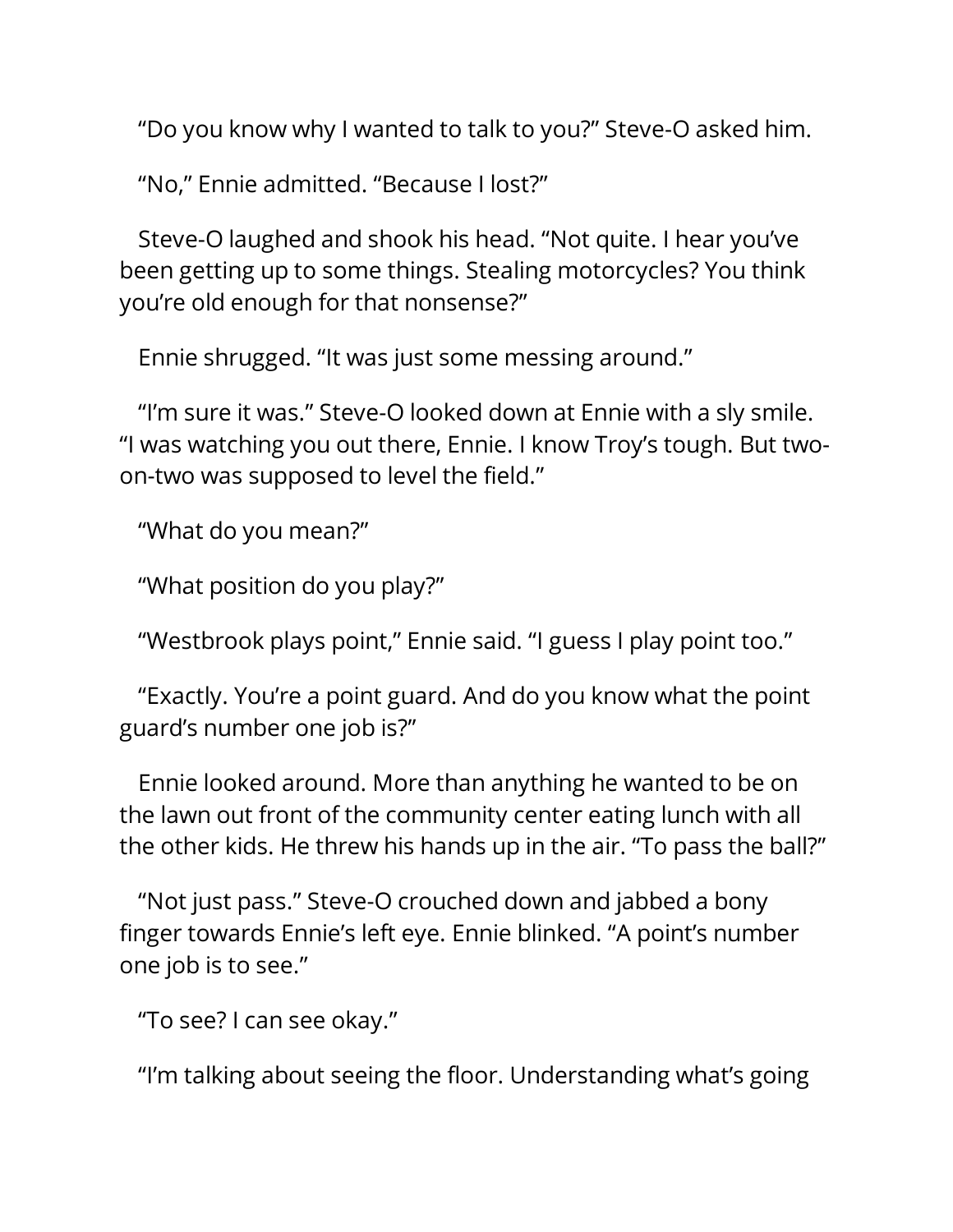"Do you know why I wanted to talk to you?" Steve-O asked him.

"No," Ennie admitted. "Because I lost?"

Steve-O laughed and shook his head. "Not quite. I hear you've been getting up to some things. Stealing motorcycles? You think you're old enough for that nonsense?"

Ennie shrugged. "It was just some messing around."

"I'm sure it was." Steve-O looked down at Ennie with a sly smile. "I was watching you out there, Ennie. I know Troy's tough. But two-on-two was supposed to level the field."

"What do you mean?"

"What position do you play?"

"Westbrook plays point," Ennie said. "I guess I play point too."

"Exactly. You're a point guard. And do you know what the point guard's number one job is?"

Ennie looked around. More than anything he wanted to be on the lawn out front of the community center eating lunch with all the other kids. He threw his hands up in the air. "To pass the ball?"

"Not just pass." Steve-O crouched down and jabbed a bony finger towards Ennie's left eye. Ennie blinked. "A point's number one job is to see."

"To see? I can see okay."

"I'm talking about seeing the floor. Understanding what's going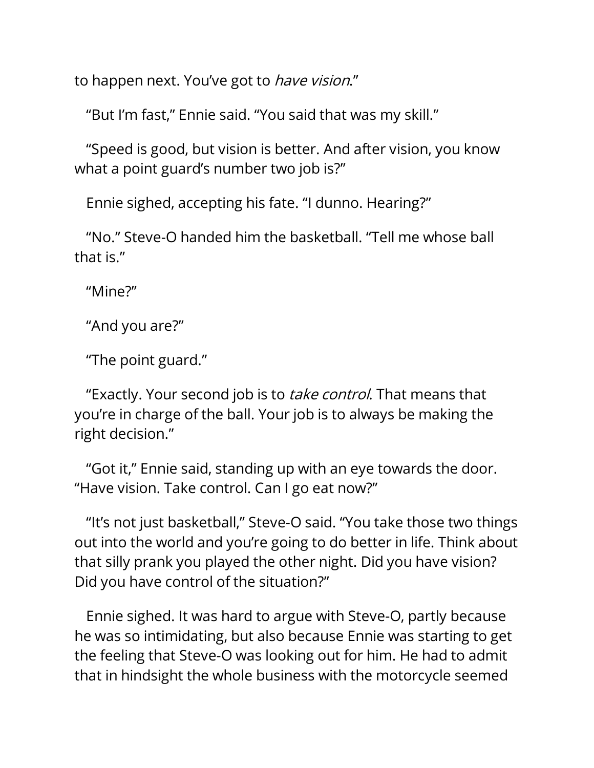to happen next. You've got to *have vision*."

"But I'm fast," Ennie said. "You said that was my skill."

"Speed is good, but vision is better. And after vision, you know what a point guard's number two job is?"

Ennie sighed, accepting his fate. "I dunno. Hearing?"

"No." Steve-O handed him the basketball. "Tell me whose ball that is."

"Mine?"

"And you are?"

"The point guard."

"Exactly. Your second job is to *take control*. That means that you're in charge of the ball. Your job is to always be making the right decision."

"Got it," Ennie said, standing up with an eye towards the door. "Have vision. Take control. Can I go eat now?"

"It's not just basketball," Steve-O said. "You take those two things out into the world and you're going to do better in life. Think about that silly prank you played the other night. Did you have vision? Did you have control of the situation?"

Ennie sighed. It was hard to argue with Steve-O, partly because he was so intimidating, but also because Ennie was starting to get the feeling that Steve-O was looking out for him. He had to admit that in hindsight the whole business with the motorcycle seemed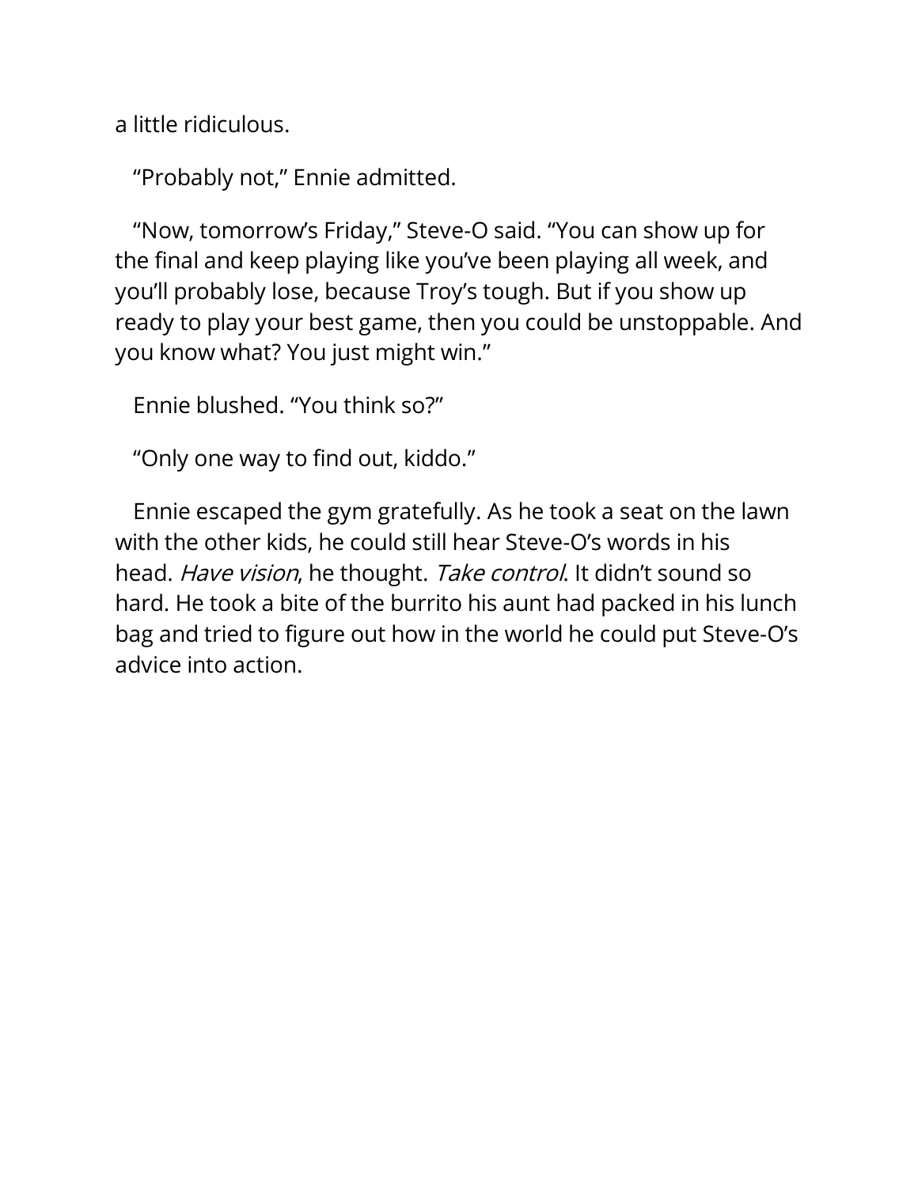a little ridiculous.

"Probably not," Ennie admitted.

"Now, tomorrow's Friday," Steve-O said. "You can show up for the final and keep playing like you've been playing all week, and you'll probably lose, because Troy's tough. But if you show up ready to play your best game, then you could be unstoppable. And you know what? You just might win."

Ennie blushed. "You think so?"

"Only one way to find out, kiddo."

Ennie escaped the gym gratefully. As he took a seat on the lawn with the other kids, he could still hear Steve-O's words in his head. *Have vision*, he thought. *Take control*. It didn't sound so hard. He took a bite of the burrito his aunt had packed in his lunch bag and tried to figure out how in the world he could put Steve-O's advice into action.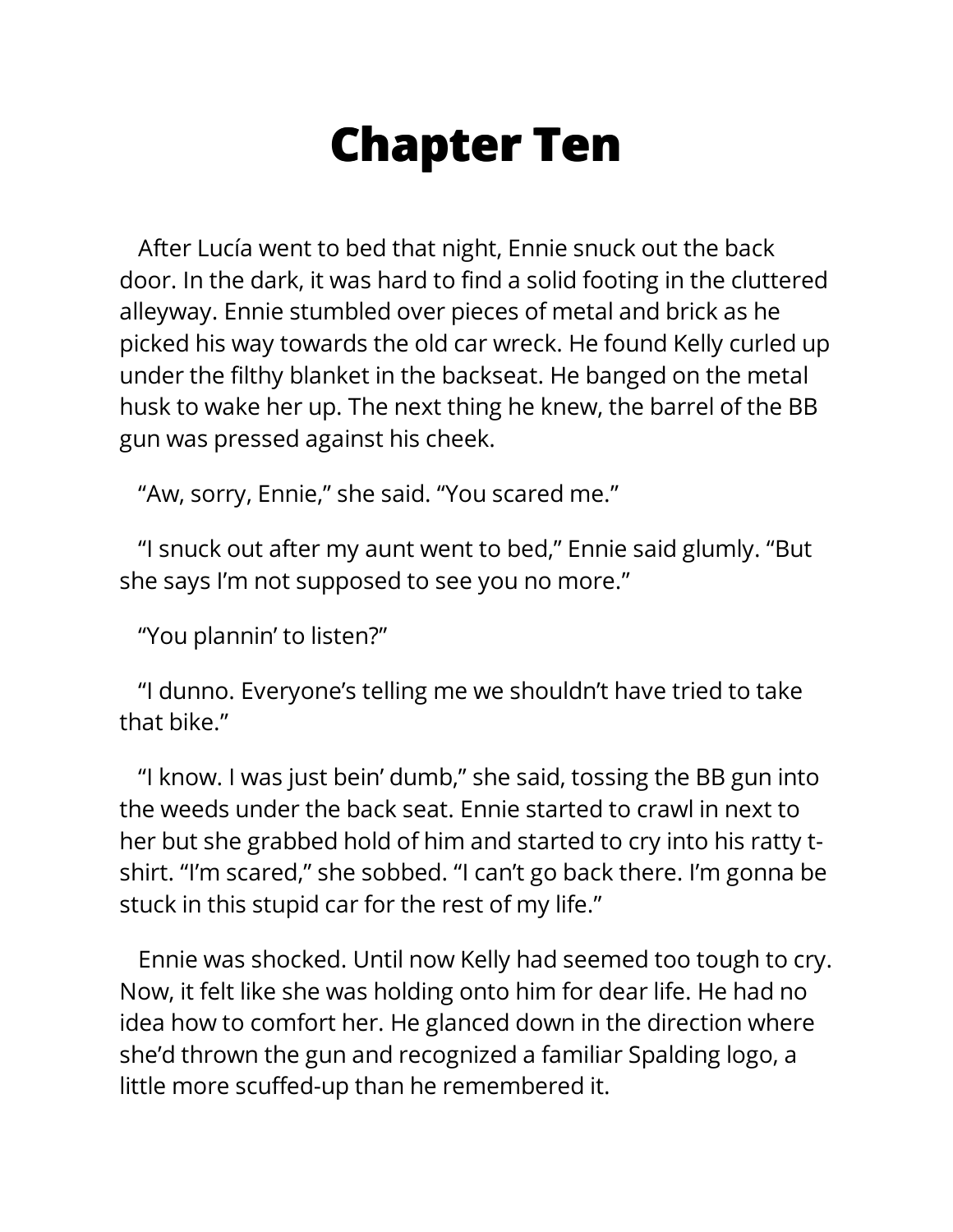# Chapter Ten

After Lucía went to bed that night, Ennie snuck out the back door. In the dark, it was hard to find a solid footing in the cluttered alleyway. Ennie stumbled over pieces of metal and brick as he picked his way towards the old car wreck. He found Kelly curled up under the filthy blanket in the backseat. He banged on the metal husk to wake her up. The next thing he knew, the barrel of the BB gun was pressed against his cheek.

"Aw, sorry, Ennie," she said. "You scared me."

"I snuck out after my aunt went to bed," Ennie said glumly. "But she says I'm not supposed to see you no more."

"You plannin' to listen?"

"I dunno. Everyone's telling me we shouldn't have tried to take that bike."

"I know. I was just bein' dumb," she said, tossing the BB gun into the weeds under the back seat. Ennie started to crawl in next to her but she grabbed hold of him and started to cry into his ratty t-shirt. "I'm scared," she sobbed. "I can't go back there. I'm gonna be stuck in this stupid car for the rest of my life."

Ennie was shocked. Until now Kelly had seemed too tough to cry. Now, it felt like she was holding onto him for dear life. He had no idea how to comfort her. He glanced down in the direction where she'd thrown the gun and recognized a familiar Spalding logo, a little more scuffed-up than he remembered it.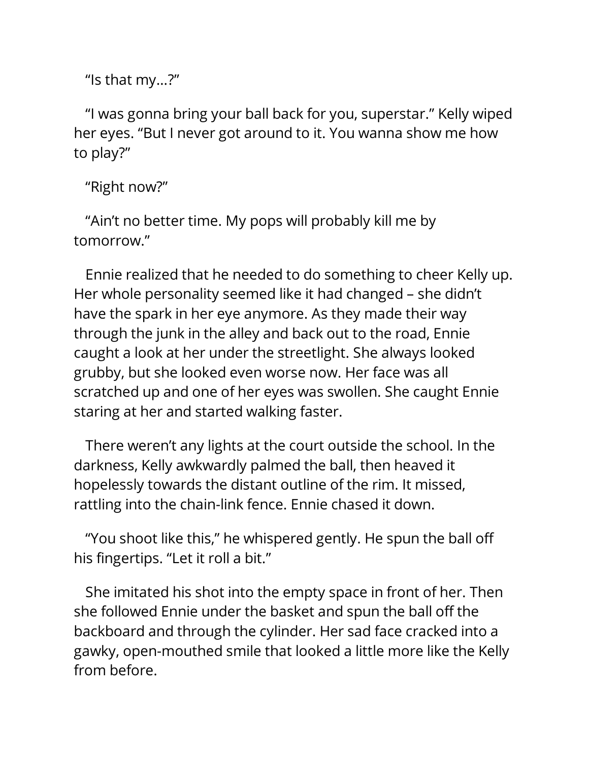"Is that my…?"

"I was gonna bring your ball back for you, superstar." Kelly wiped her eyes. "But I never got around to it. You wanna show me how to play?"

"Right now?"

"Ain't no better time. My pops will probably kill me by tomorrow."

Ennie realized that he needed to do something to cheer Kelly up. Her whole personality seemed like it had changed – she didn't have the spark in her eye anymore. As they made their way through the junk in the alley and back out to the road, Ennie caught a look at her under the streetlight. She always looked grubby, but she looked even worse now. Her face was all scratched up and one of her eyes was swollen. She caught Ennie staring at her and started walking faster.

There weren't any lights at the court outside the school. In the darkness, Kelly awkwardly palmed the ball, then heaved it hopelessly towards the distant outline of the rim. It missed, rattling into the chain-link fence. Ennie chased it down.

"You shoot like this," he whispered gently. He spun the ball off his fingertips. "Let it roll a bit."

She imitated his shot into the empty space in front of her. Then she followed Ennie under the basket and spun the ball off the backboard and through the cylinder. Her sad face cracked into a gawky, open-mouthed smile that looked a little more like the Kelly from before.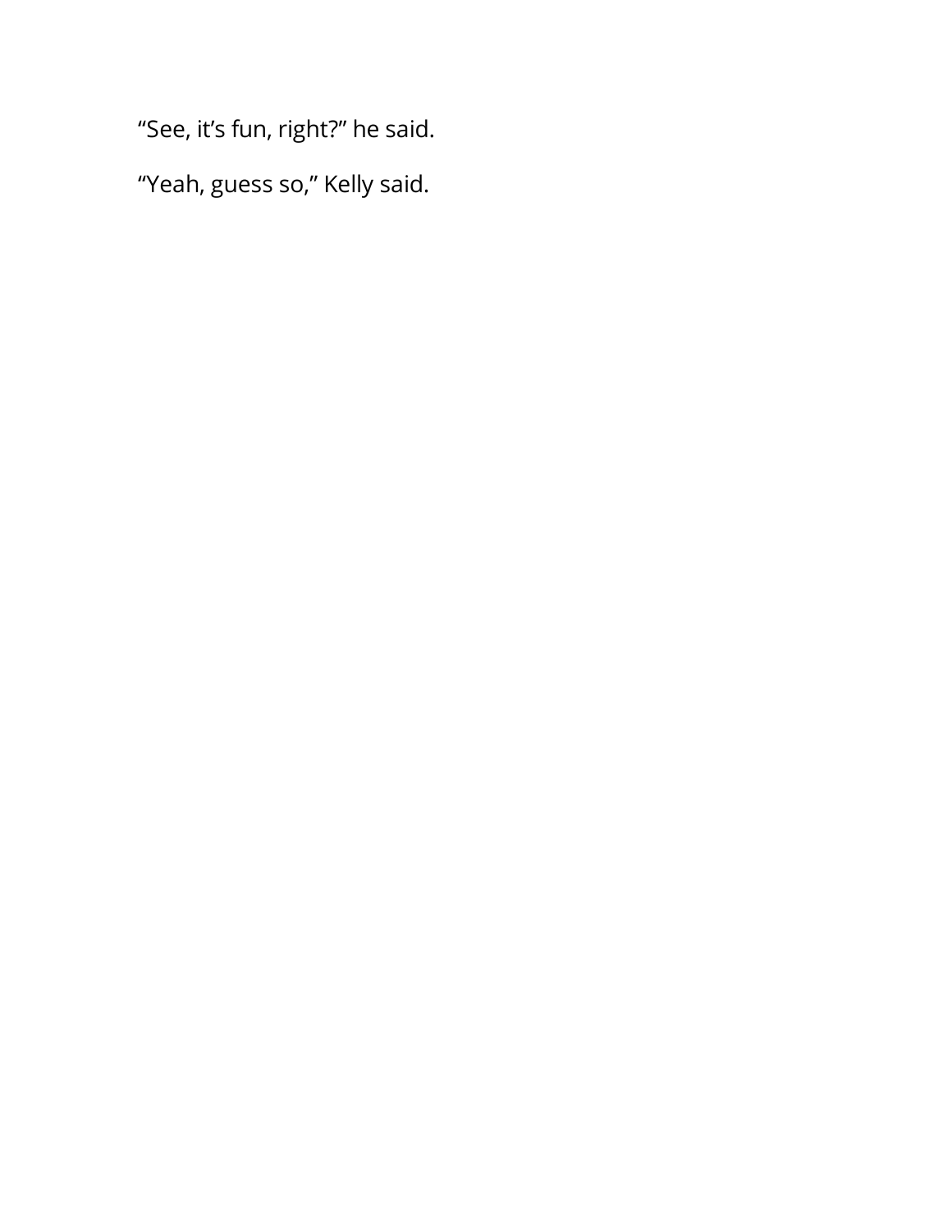“See, it’s fun, right?” he said.

“Yeah, guess so,” Kelly said.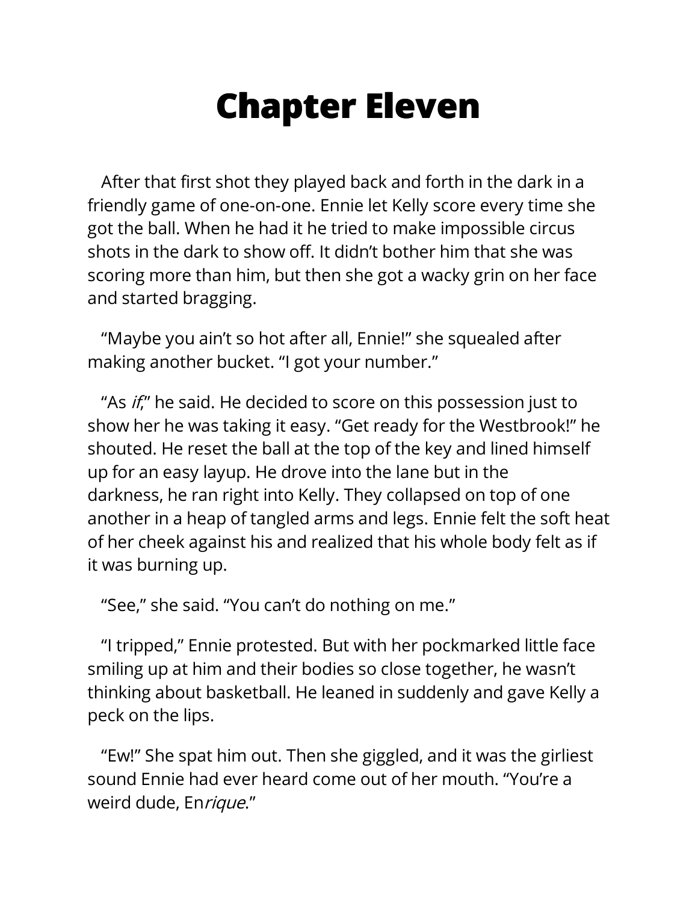# Chapter Eleven

After that first shot they played back and forth in the dark in a friendly game of one-on-one. Ennie let Kelly score every time she got the ball. When he had it he tried to make impossible circus shots in the dark to show off. It didn't bother him that she was scoring more than him, but then she got a wacky grin on her face and started bragging.

"Maybe you ain't so hot after all, Ennie!" she squealed after making another bucket. "I got your number."

"As *if*," he said. He decided to score on this possession just to show her he was taking it easy. "Get ready for the Westbrook!" he shouted. He reset the ball at the top of the key and lined himself up for an easy layup. He drove into the lane but in the darkness, he ran right into Kelly. They collapsed on top of one another in a heap of tangled arms and legs. Ennie felt the soft heat of her cheek against his and realized that his whole body felt as if it was burning up.

"See," she said. "You can't do nothing on me."

"I tripped," Ennie protested. But with her pockmarked little face smiling up at him and their bodies so close together, he wasn't thinking about basketball. He leaned in suddenly and gave Kelly a peck on the lips.

"Ew!" She spat him out. Then she giggled, and it was the girliest sound Ennie had ever heard come out of her mouth. "You're a weird dude, En*rique*."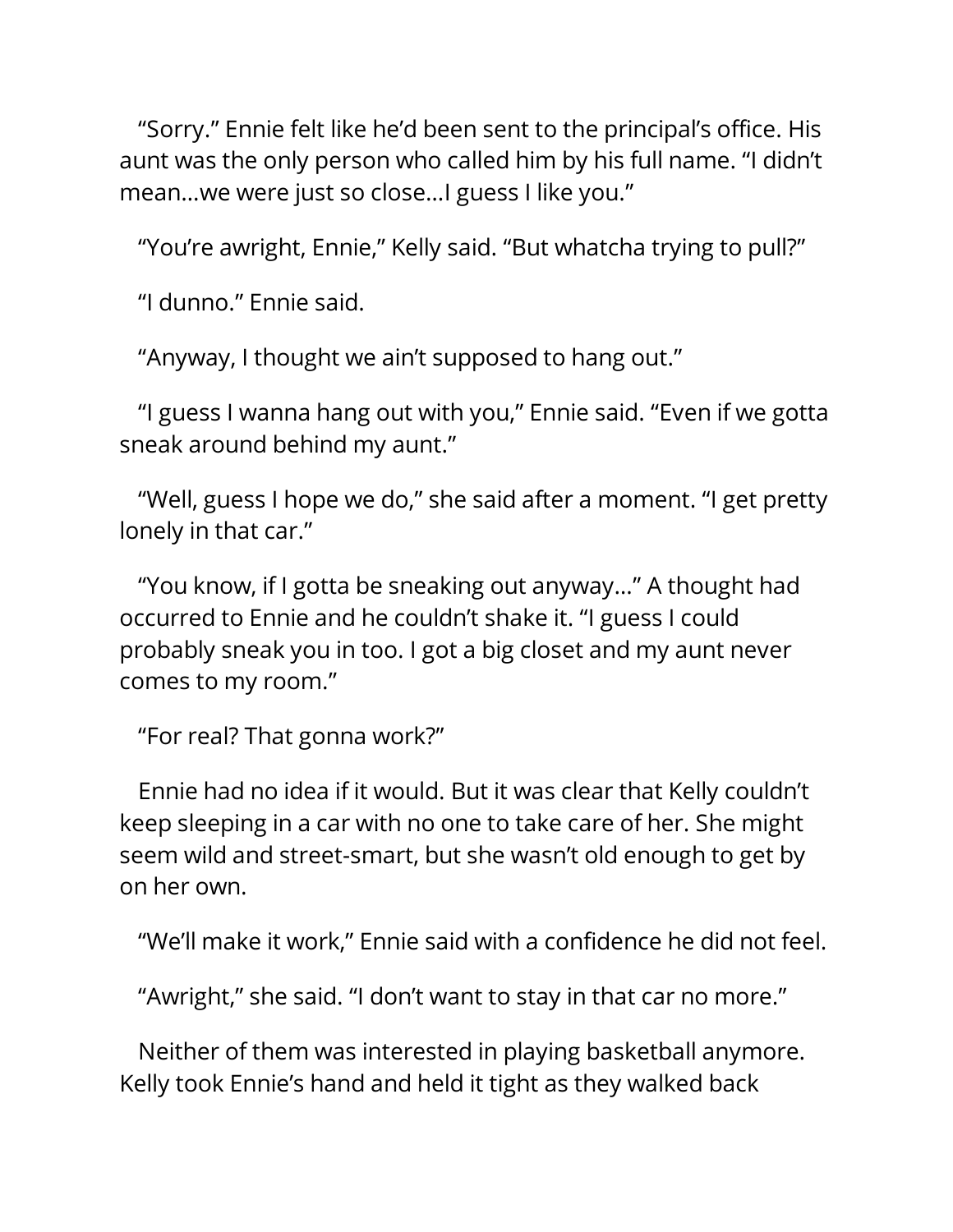"Sorry." Ennie felt like he'd been sent to the principal's office. His aunt was the only person who called him by his full name. "I didn't mean...we were just so close...I guess I like you."

"You're awright, Ennie," Kelly said. "But whatcha trying to pull?"

"I dunno." Ennie said.

"Anyway, I thought we ain't supposed to hang out."

"I guess I wanna hang out with you," Ennie said. "Even if we gotta sneak around behind my aunt."

"Well, guess I hope we do," she said after a moment. "I get pretty lonely in that car."

"You know, if I gotta be sneaking out anyway..." A thought had occurred to Ennie and he couldn't shake it. "I guess I could probably sneak you in too. I got a big closet and my aunt never comes to my room."

"For real? That gonna work?"

Ennie had no idea if it would. But it was clear that Kelly couldn't keep sleeping in a car with no one to take care of her. She might seem wild and street-smart, but she wasn't old enough to get by on her own.

"We'll make it work," Ennie said with a confidence he did not feel.

"Awright," she said. "I don't want to stay in that car no more."

Neither of them was interested in playing basketball anymore. Kelly took Ennie's hand and held it tight as they walked back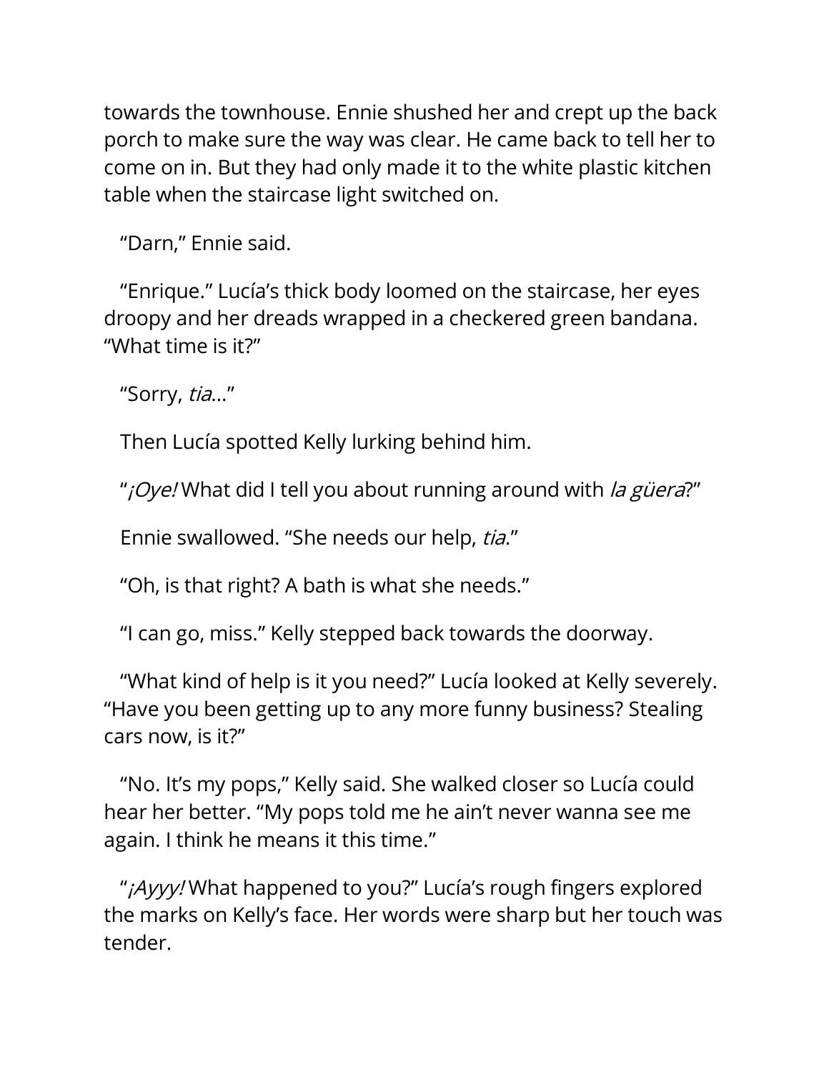towards the townhouse. Ennie shushed her and crept up the back porch to make sure the way was clear. He came back to tell her to come on in. But they had only made it to the white plastic kitchen table when the staircase light switched on.

"Darn," Ennie said.

"Enrique." Lucía's thick body loomed on the staircase, her eyes droopy and her dreads wrapped in a checkered green bandana. "What time is it?"

"Sorry, *tia*…"

Then Lucía spotted Kelly lurking behind him.

"*¡Oye!* What did I tell you about running around with *la güera*?"

Ennie swallowed. "She needs our help, *tia*."

"Oh, is that right? A bath is what she needs."

"I can go, miss." Kelly stepped back towards the doorway.

"What kind of help is it you need?" Lucía looked at Kelly severely. "Have you been getting up to any more funny business? Stealing cars now, is it?"

"No. It's my pops," Kelly said. She walked closer so Lucía could hear her better. "My pops told me he ain't never wanna see me again. I think he means it this time."

"*¡Ayyy!* What happened to you?" Lucía's rough fingers explored the marks on Kelly's face. Her words were sharp but her touch was tender.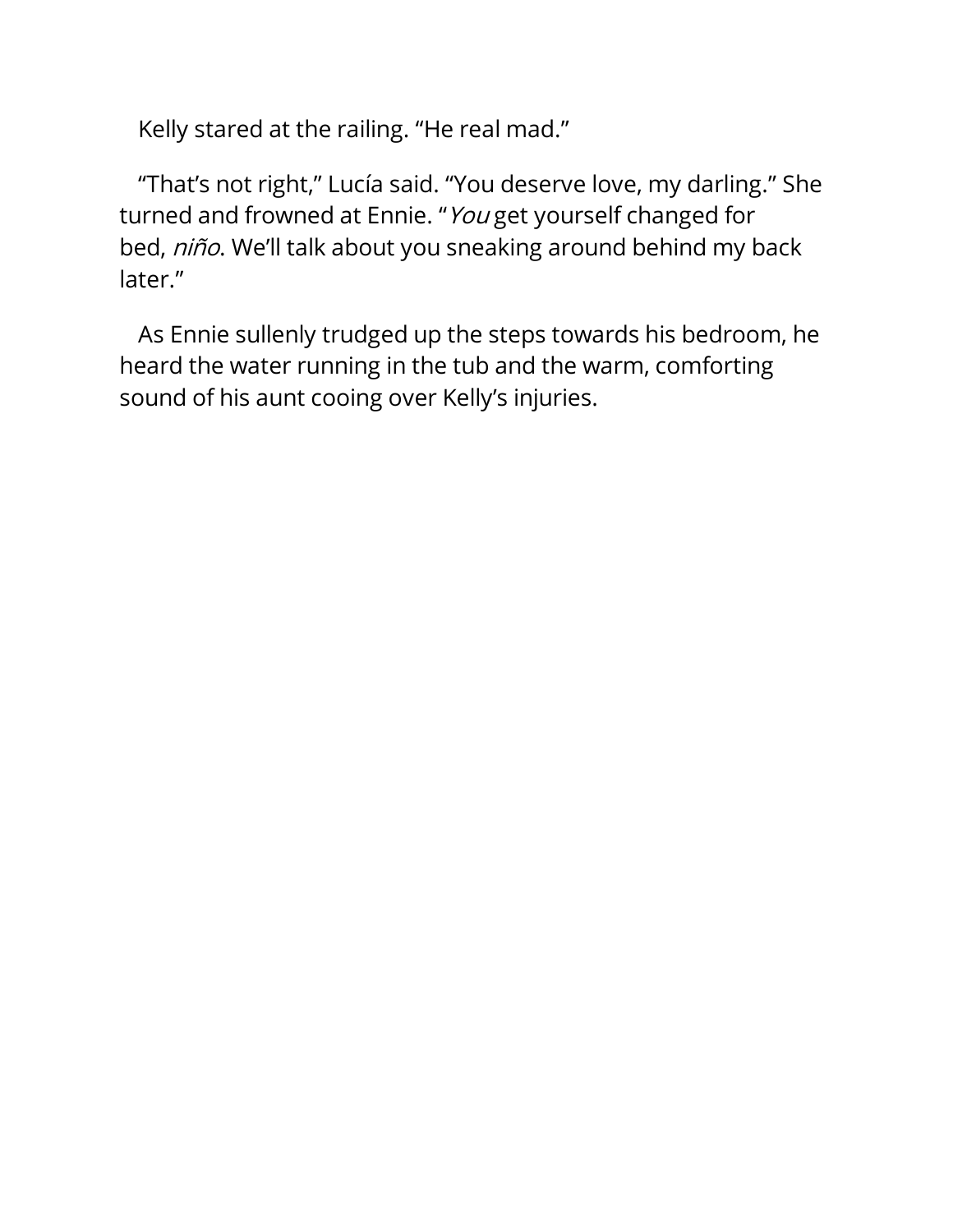Kelly stared at the railing. “He real mad.”

“That’s not right,” Lucía said. “You deserve love, my darling.” She turned and frowned at Ennie. “*You* get yourself changed for bed, *niño*. We’ll talk about you sneaking around behind my back later.”

As Ennie sullenly trudged up the steps towards his bedroom, he heard the water running in the tub and the warm, comforting sound of his aunt cooing over Kelly’s injuries.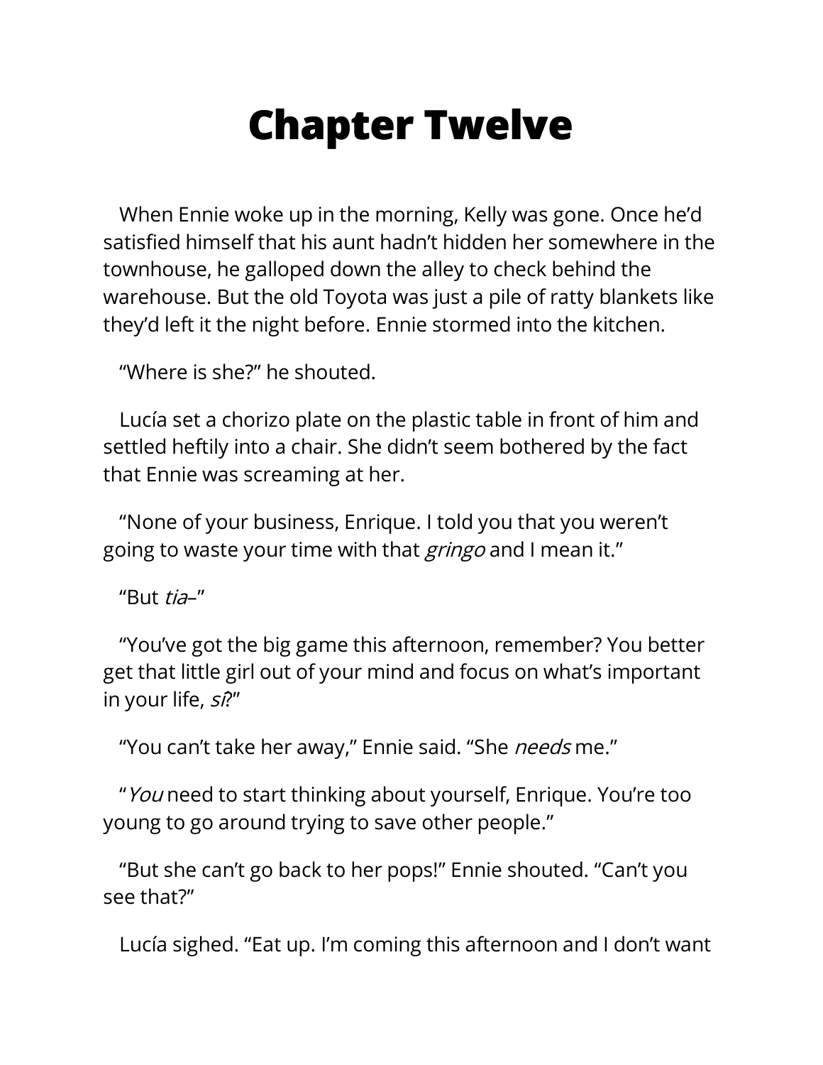# Chapter Twelve

When Ennie woke up in the morning, Kelly was gone. Once he'd satisfied himself that his aunt hadn't hidden her somewhere in the townhouse, he galloped down the alley to check behind the warehouse. But the old Toyota was just a pile of ratty blankets like they'd left it the night before. Ennie stormed into the kitchen.

"Where is she?" he shouted.

Lucía set a chorizo plate on the plastic table in front of him and settled heftily into a chair. She didn't seem bothered by the fact that Ennie was screaming at her.

"None of your business, Enrique. I told you that you weren't going to waste your time with that *gringo* and I mean it."

"But *tia*–"

"You've got the big game this afternoon, remember? You better get that little girl out of your mind and focus on what's important in your life, *sí*?"

"You can't take her away," Ennie said. "She *needs* me."

"*You* need to start thinking about yourself, Enrique. You're too young to go around trying to save other people."

"But she can't go back to her pops!" Ennie shouted. "Can't you see that?"

Lucía sighed. "Eat up. I'm coming this afternoon and I don't want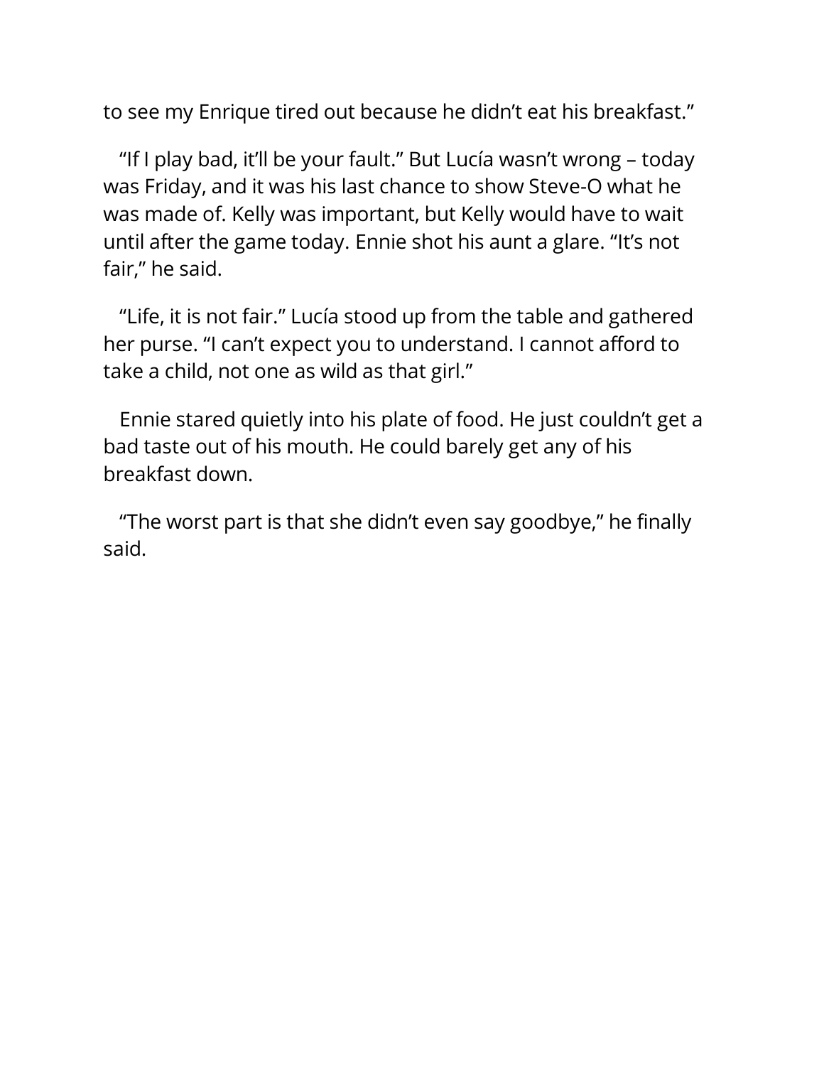to see my Enrique tired out because he didn't eat his breakfast."

"If I play bad, it'll be your fault." But Lucía wasn't wrong – today was Friday, and it was his last chance to show Steve-O what he was made of. Kelly was important, but Kelly would have to wait until after the game today. Ennie shot his aunt a glare. "It's not fair," he said.

"Life, it is not fair." Lucía stood up from the table and gathered her purse. "I can't expect you to understand. I cannot afford to take a child, not one as wild as that girl."

Ennie stared quietly into his plate of food. He just couldn't get a bad taste out of his mouth. He could barely get any of his breakfast down.

"The worst part is that she didn't even say goodbye," he finally said.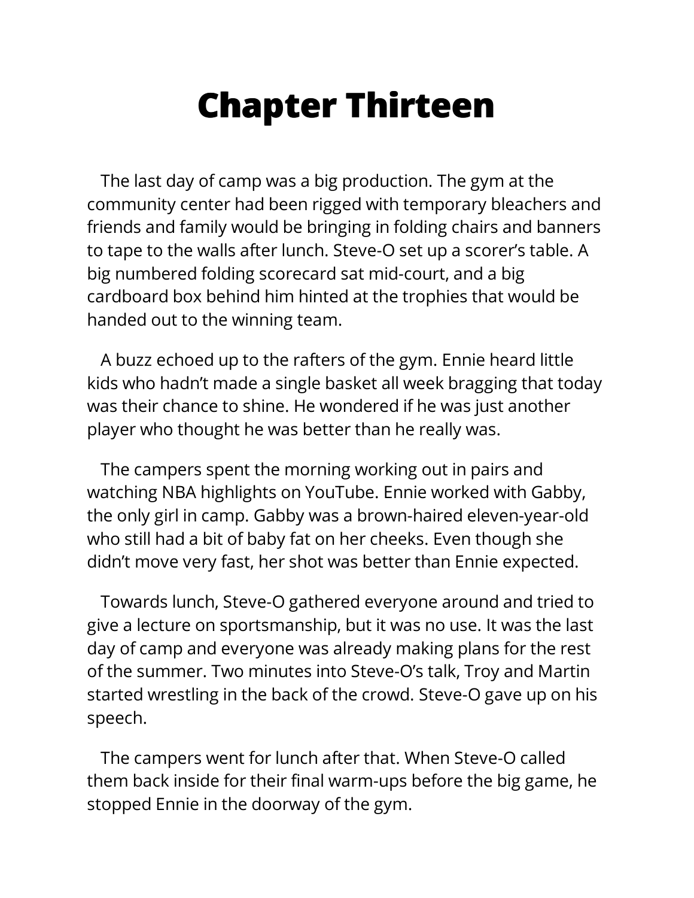# Chapter Thirteen

The last day of camp was a big production. The gym at the community center had been rigged with temporary bleachers and friends and family would be bringing in folding chairs and banners to tape to the walls after lunch. Steve-O set up a scorer's table. A big numbered folding scorecard sat mid-court, and a big cardboard box behind him hinted at the trophies that would be handed out to the winning team.

A buzz echoed up to the rafters of the gym. Ennie heard little kids who hadn't made a single basket all week bragging that today was their chance to shine. He wondered if he was just another player who thought he was better than he really was.

The campers spent the morning working out in pairs and watching NBA highlights on YouTube. Ennie worked with Gabby, the only girl in camp. Gabby was a brown-haired eleven-year-old who still had a bit of baby fat on her cheeks. Even though she didn't move very fast, her shot was better than Ennie expected.

Towards lunch, Steve-O gathered everyone around and tried to give a lecture on sportsmanship, but it was no use. It was the last day of camp and everyone was already making plans for the rest of the summer. Two minutes into Steve-O's talk, Troy and Martin started wrestling in the back of the crowd. Steve-O gave up on his speech.

The campers went for lunch after that. When Steve-O called them back inside for their final warm-ups before the big game, he stopped Ennie in the doorway of the gym.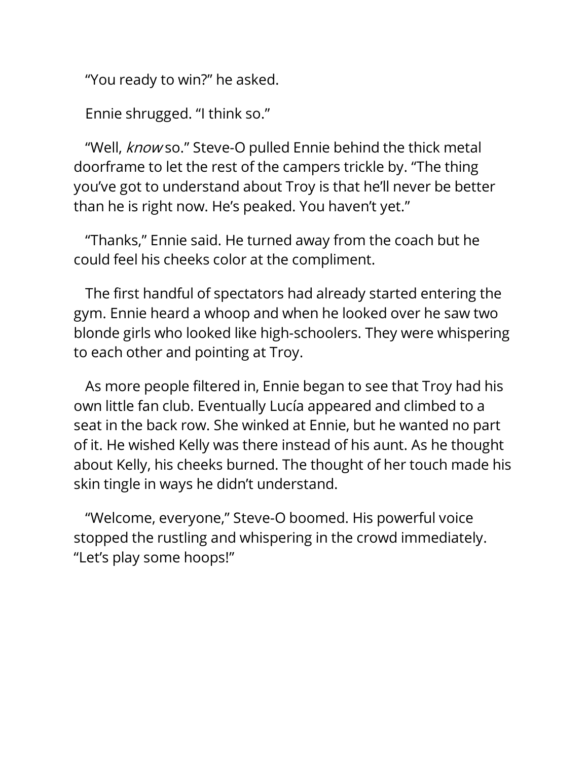"You ready to win?" he asked.

Ennie shrugged. "I think so."

"Well, *know* so." Steve-O pulled Ennie behind the thick metal doorframe to let the rest of the campers trickle by. "The thing you've got to understand about Troy is that he'll never be better than he is right now. He's peaked. You haven't yet."

"Thanks," Ennie said. He turned away from the coach but he could feel his cheeks color at the compliment.

The first handful of spectators had already started entering the gym. Ennie heard a whoop and when he looked over he saw two blonde girls who looked like high-schoolers. They were whispering to each other and pointing at Troy.

As more people filtered in, Ennie began to see that Troy had his own little fan club. Eventually Lucía appeared and climbed to a seat in the back row. She winked at Ennie, but he wanted no part of it. He wished Kelly was there instead of his aunt. As he thought about Kelly, his cheeks burned. The thought of her touch made his skin tingle in ways he didn't understand.

"Welcome, everyone," Steve-O boomed. His powerful voice stopped the rustling and whispering in the crowd immediately. "Let's play some hoops!"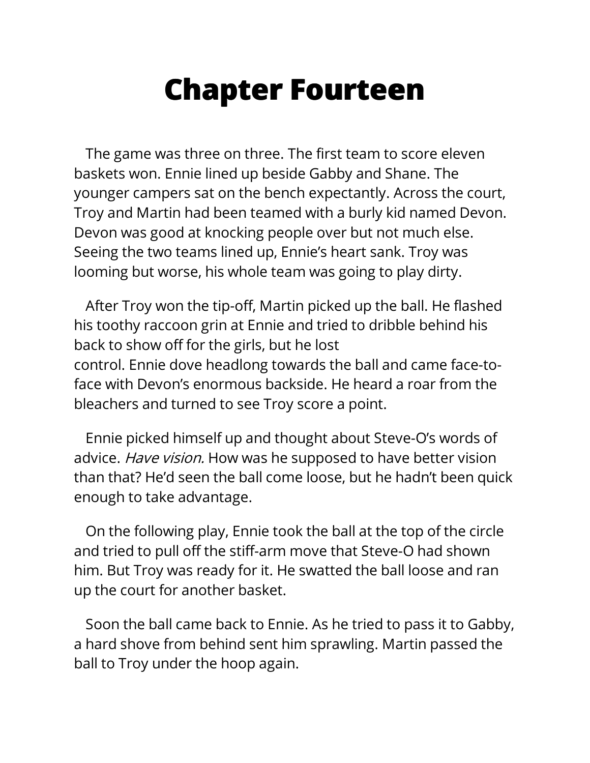# Chapter Fourteen

The game was three on three. The first team to score eleven baskets won. Ennie lined up beside Gabby and Shane. The younger campers sat on the bench expectantly. Across the court, Troy and Martin had been teamed with a burly kid named Devon. Devon was good at knocking people over but not much else. Seeing the two teams lined up, Ennie's heart sank. Troy was looming but worse, his whole team was going to play dirty.

After Troy won the tip-off, Martin picked up the ball. He flashed his toothy raccoon grin at Ennie and tried to dribble behind his back to show off for the girls, but he lost control. Ennie dove headlong towards the ball and came face-to-face with Devon's enormous backside. He heard a roar from the bleachers and turned to see Troy score a point.

Ennie picked himself up and thought about Steve-O's words of advice. *Have vision.* How was he supposed to have better vision than that? He'd seen the ball come loose, but he hadn't been quick enough to take advantage.

On the following play, Ennie took the ball at the top of the circle and tried to pull off the stiff-arm move that Steve-O had shown him. But Troy was ready for it. He swatted the ball loose and ran up the court for another basket.

Soon the ball came back to Ennie. As he tried to pass it to Gabby, a hard shove from behind sent him sprawling. Martin passed the ball to Troy under the hoop again.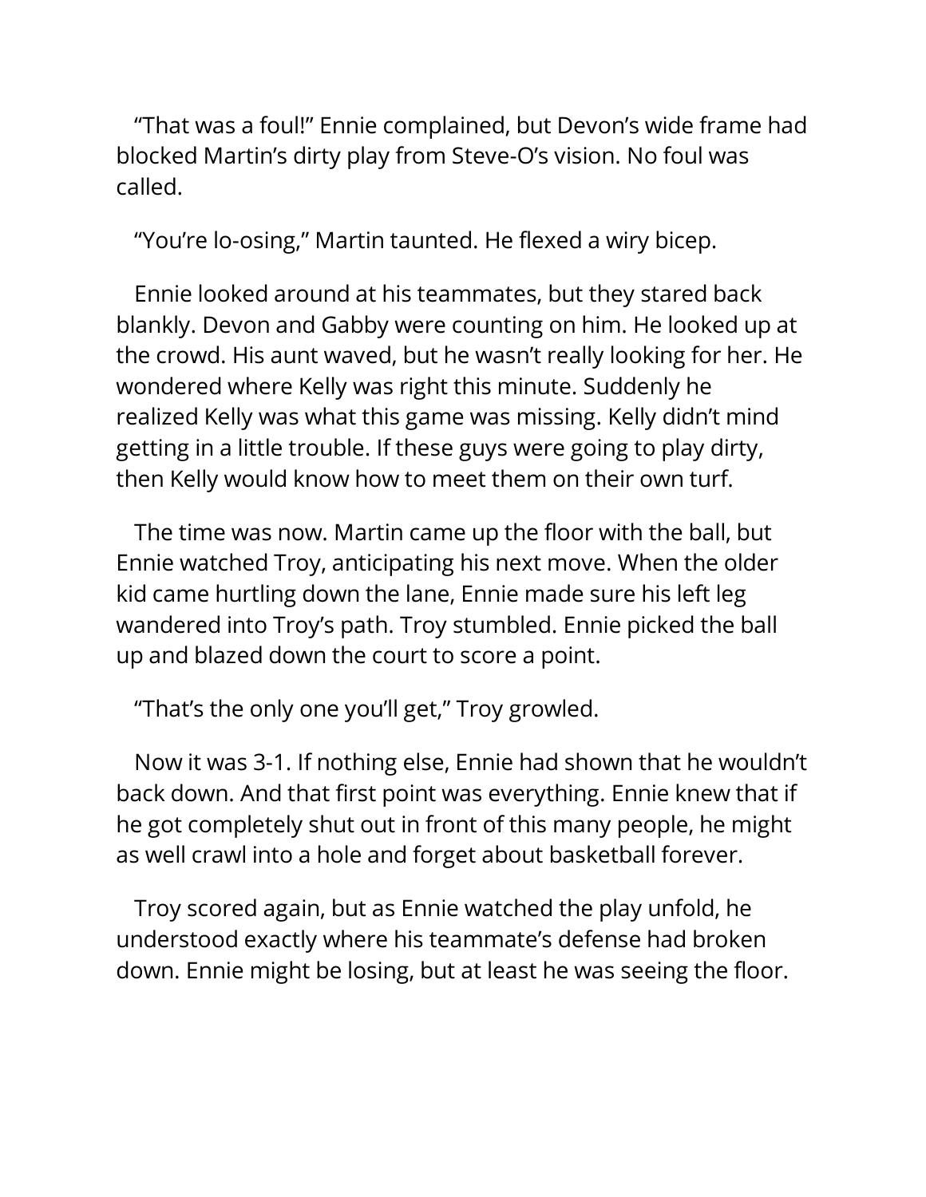"That was a foul!" Ennie complained, but Devon's wide frame had blocked Martin's dirty play from Steve-O's vision. No foul was called.

"You're lo-osing," Martin taunted. He flexed a wiry bicep.

Ennie looked around at his teammates, but they stared back blankly. Devon and Gabby were counting on him. He looked up at the crowd. His aunt waved, but he wasn't really looking for her. He wondered where Kelly was right this minute. Suddenly he realized Kelly was what this game was missing. Kelly didn't mind getting in a little trouble. If these guys were going to play dirty, then Kelly would know how to meet them on their own turf.

The time was now. Martin came up the floor with the ball, but Ennie watched Troy, anticipating his next move. When the older kid came hurtling down the lane, Ennie made sure his left leg wandered into Troy's path. Troy stumbled. Ennie picked the ball up and blazed down the court to score a point.

"That's the only one you'll get," Troy growled.

Now it was 3-1. If nothing else, Ennie had shown that he wouldn't back down. And that first point was everything. Ennie knew that if he got completely shut out in front of this many people, he might as well crawl into a hole and forget about basketball forever.

Troy scored again, but as Ennie watched the play unfold, he understood exactly where his teammate's defense had broken down. Ennie might be losing, but at least he was seeing the floor.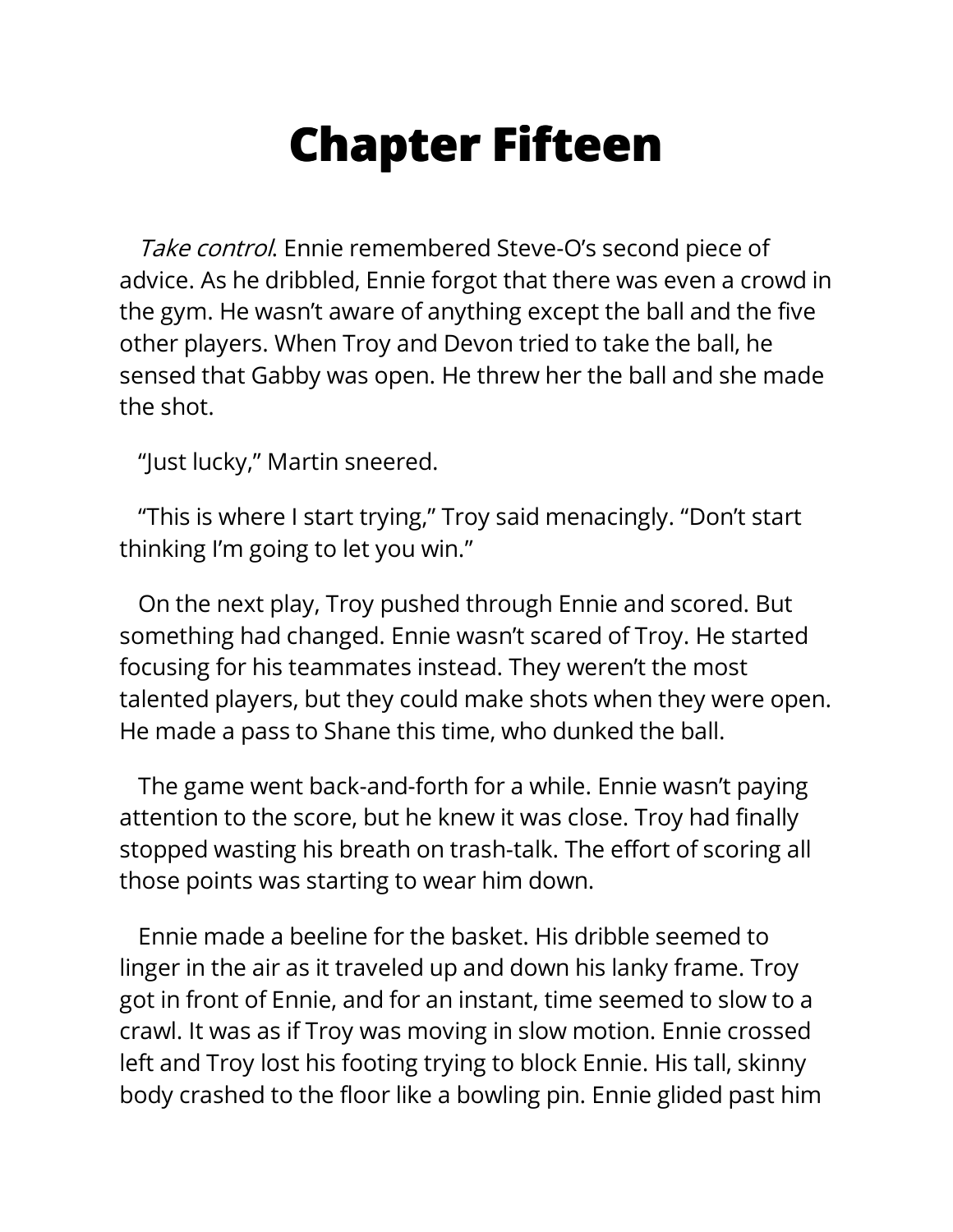# Chapter Fifteen

*Take control*. Ennie remembered Steve-O's second piece of advice. As he dribbled, Ennie forgot that there was even a crowd in the gym. He wasn't aware of anything except the ball and the five other players. When Troy and Devon tried to take the ball, he sensed that Gabby was open. He threw her the ball and she made the shot.

"Just lucky," Martin sneered.

"This is where I start trying," Troy said menacingly. "Don't start thinking I'm going to let you win."

On the next play, Troy pushed through Ennie and scored. But something had changed. Ennie wasn't scared of Troy. He started focusing for his teammates instead. They weren't the most talented players, but they could make shots when they were open. He made a pass to Shane this time, who dunked the ball.

The game went back-and-forth for a while. Ennie wasn't paying attention to the score, but he knew it was close. Troy had finally stopped wasting his breath on trash-talk. The effort of scoring all those points was starting to wear him down.

Ennie made a beeline for the basket. His dribble seemed to linger in the air as it traveled up and down his lanky frame. Troy got in front of Ennie, and for an instant, time seemed to slow to a crawl. It was as if Troy was moving in slow motion. Ennie crossed left and Troy lost his footing trying to block Ennie. His tall, skinny body crashed to the floor like a bowling pin. Ennie glided past him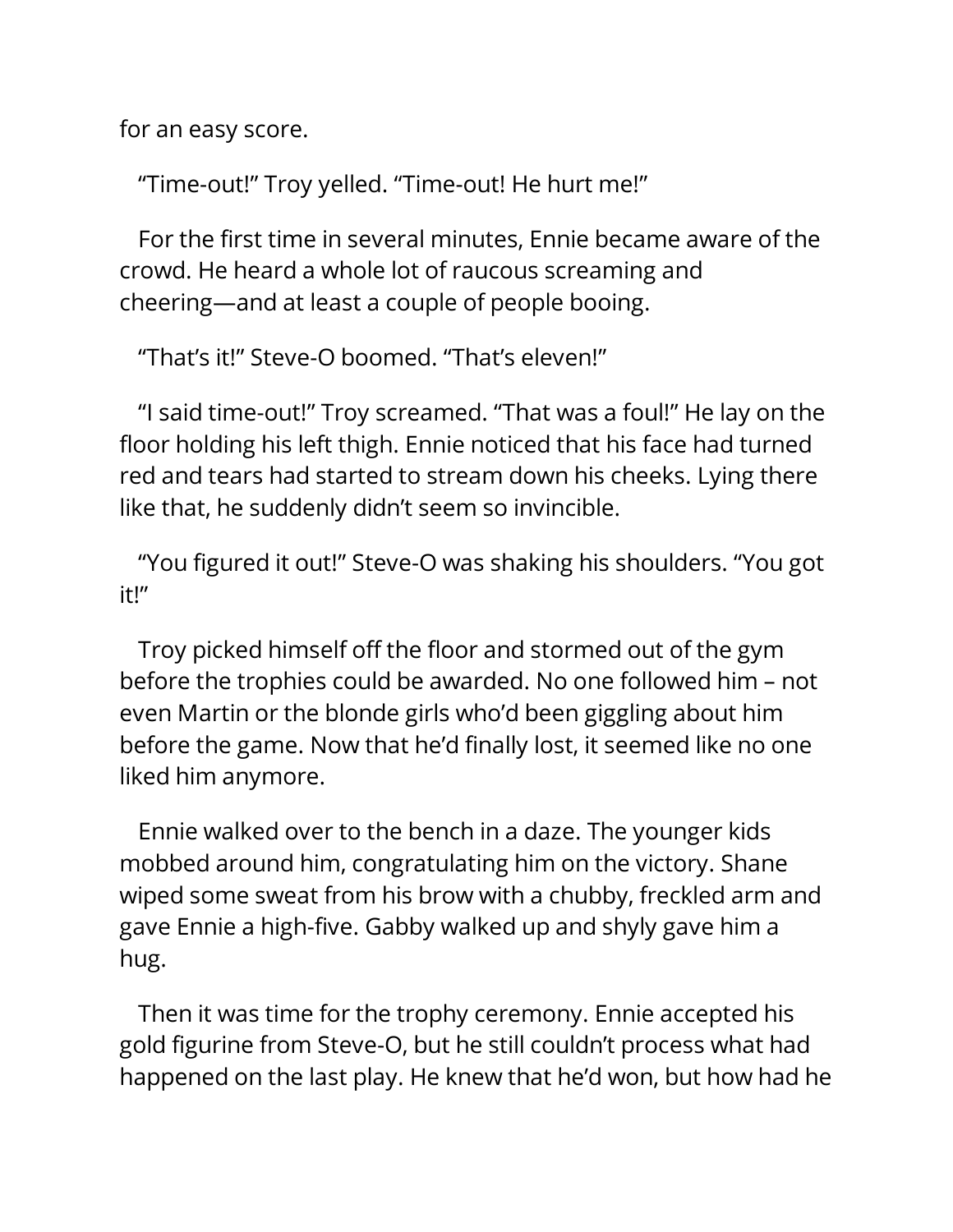for an easy score.

“Time-out!” Troy yelled. “Time-out! He hurt me!”

For the first time in several minutes, Ennie became aware of the crowd. He heard a whole lot of raucous screaming and cheering—and at least a couple of people booing.

“That’s it!” Steve-O boomed. “That’s eleven!”

“I said time-out!” Troy screamed. “That was a foul!” He lay on the floor holding his left thigh. Ennie noticed that his face had turned red and tears had started to stream down his cheeks. Lying there like that, he suddenly didn’t seem so invincible.

“You figured it out!” Steve-O was shaking his shoulders. “You got it!”

Troy picked himself off the floor and stormed out of the gym before the trophies could be awarded. No one followed him – not even Martin or the blonde girls who’d been giggling about him before the game. Now that he’d finally lost, it seemed like no one liked him anymore.

Ennie walked over to the bench in a daze. The younger kids mobbed around him, congratulating him on the victory. Shane wiped some sweat from his brow with a chubby, freckled arm and gave Ennie a high-five. Gabby walked up and shyly gave him a hug.

Then it was time for the trophy ceremony. Ennie accepted his gold figurine from Steve-O, but he still couldn’t process what had happened on the last play. He knew that he’d won, but how had he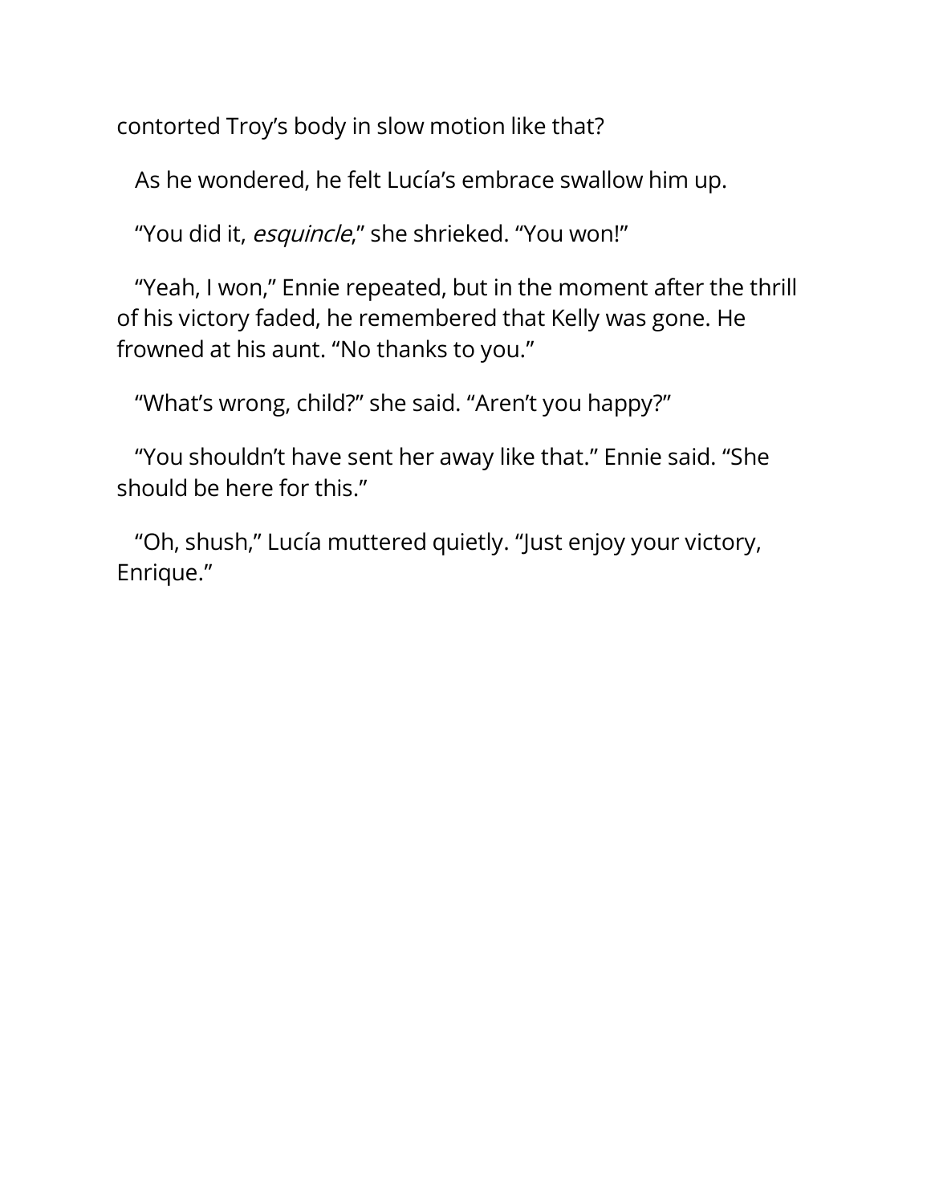contorted Troy's body in slow motion like that?

As he wondered, he felt Lucía's embrace swallow him up.

"You did it, *esquincle*," she shrieked. "You won!"

"Yeah, I won," Ennie repeated, but in the moment after the thrill of his victory faded, he remembered that Kelly was gone. He frowned at his aunt. "No thanks to you."

"What's wrong, child?" she said. "Aren't you happy?"

"You shouldn't have sent her away like that." Ennie said. "She should be here for this."

"Oh, shush," Lucía muttered quietly. "Just enjoy your victory, Enrique."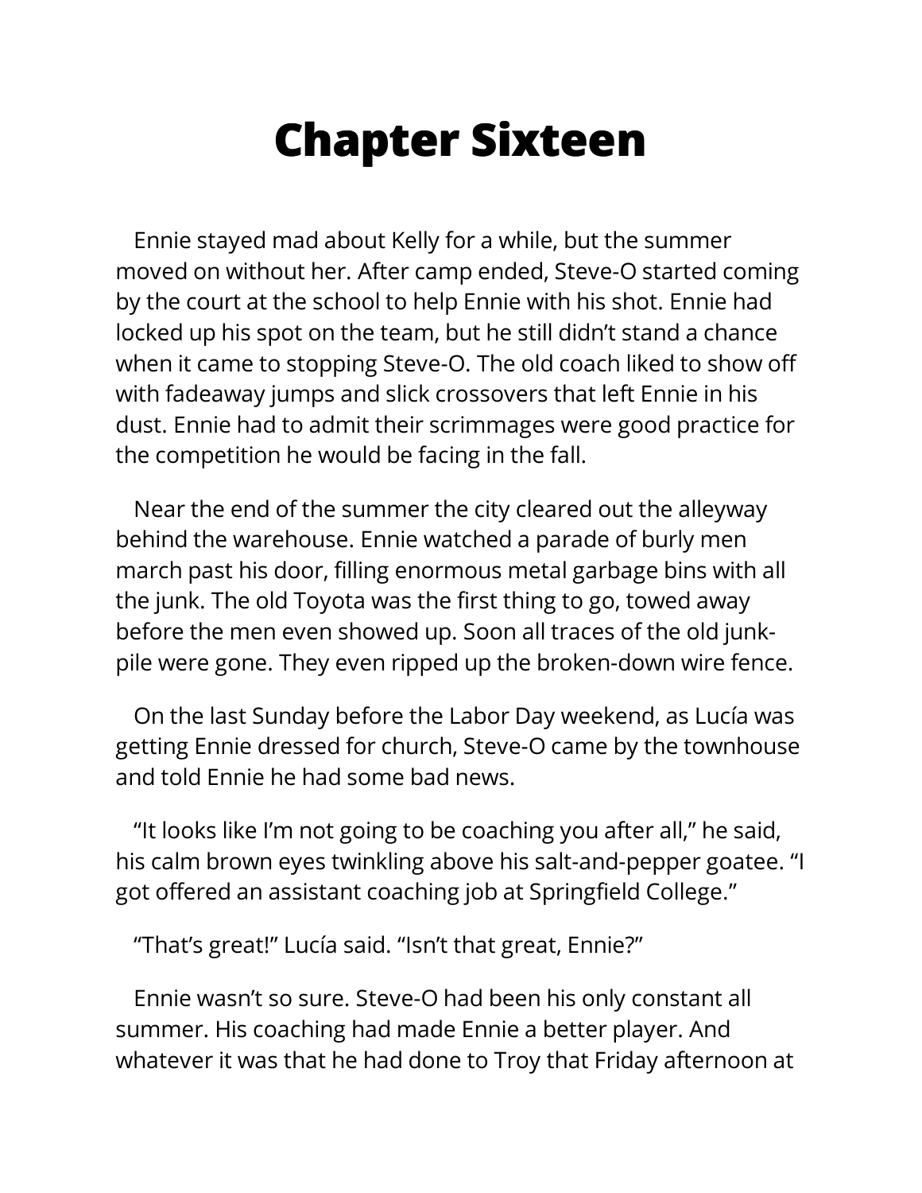# Chapter Sixteen

Ennie stayed mad about Kelly for a while, but the summer moved on without her. After camp ended, Steve-O started coming by the court at the school to help Ennie with his shot. Ennie had locked up his spot on the team, but he still didn't stand a chance when it came to stopping Steve-O. The old coach liked to show off with fadeaway jumps and slick crossovers that left Ennie in his dust. Ennie had to admit their scrimmages were good practice for the competition he would be facing in the fall.

Near the end of the summer the city cleared out the alleyway behind the warehouse. Ennie watched a parade of burly men march past his door, filling enormous metal garbage bins with all the junk. The old Toyota was the first thing to go, towed away before the men even showed up. Soon all traces of the old junk-pile were gone. They even ripped up the broken-down wire fence.

On the last Sunday before the Labor Day weekend, as Lucía was getting Ennie dressed for church, Steve-O came by the townhouse and told Ennie he had some bad news.

"It looks like I'm not going to be coaching you after all," he said, his calm brown eyes twinkling above his salt-and-pepper goatee. "I got offered an assistant coaching job at Springfield College."

"That's great!" Lucía said. "Isn't that great, Ennie?"

Ennie wasn't so sure. Steve-O had been his only constant all summer. His coaching had made Ennie a better player. And whatever it was that he had done to Troy that Friday afternoon at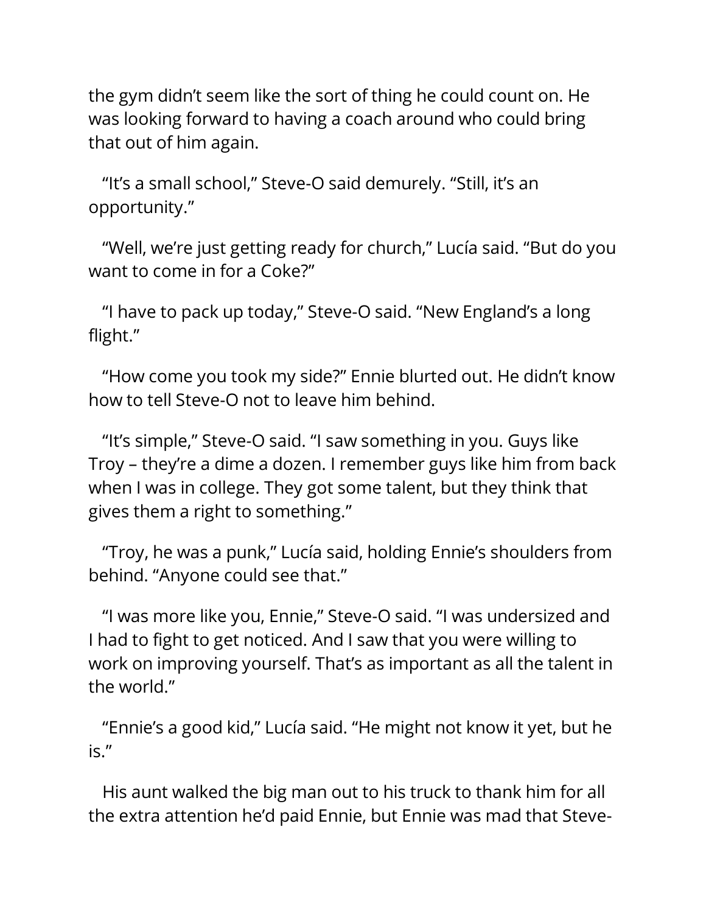the gym didn't seem like the sort of thing he could count on. He was looking forward to having a coach around who could bring that out of him again.

"It's a small school," Steve-O said demurely. "Still, it's an opportunity."

"Well, we're just getting ready for church," Lucía said. "But do you want to come in for a Coke?"

"I have to pack up today," Steve-O said. "New England's a long flight."

"How come you took my side?" Ennie blurted out. He didn't know how to tell Steve-O not to leave him behind.

"It's simple," Steve-O said. "I saw something in you. Guys like Troy – they're a dime a dozen. I remember guys like him from back when I was in college. They got some talent, but they think that gives them a right to something."

"Troy, he was a punk," Lucía said, holding Ennie's shoulders from behind. "Anyone could see that."

"I was more like you, Ennie," Steve-O said. "I was undersized and I had to fight to get noticed. And I saw that you were willing to work on improving yourself. That's as important as all the talent in the world."

"Ennie's a good kid," Lucía said. "He might not know it yet, but he is."

His aunt walked the big man out to his truck to thank him for all the extra attention he'd paid Ennie, but Ennie was mad that Steve-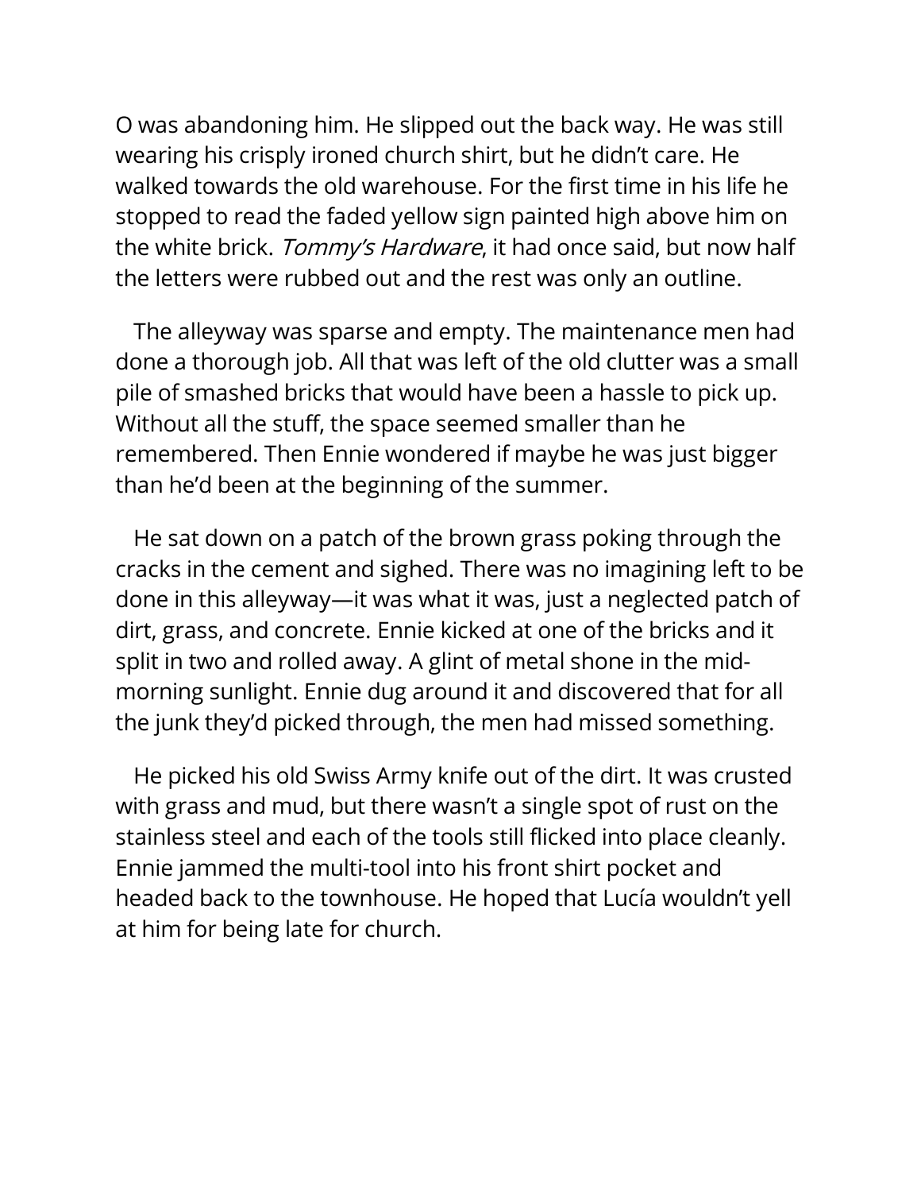O was abandoning him. He slipped out the back way. He was still wearing his crisply ironed church shirt, but he didn't care. He walked towards the old warehouse. For the first time in his life he stopped to read the faded yellow sign painted high above him on the white brick. *Tommy's Hardware*, it had once said, but now half the letters were rubbed out and the rest was only an outline.

The alleyway was sparse and empty. The maintenance men had done a thorough job. All that was left of the old clutter was a small pile of smashed bricks that would have been a hassle to pick up. Without all the stuff, the space seemed smaller than he remembered. Then Ennie wondered if maybe he was just bigger than he'd been at the beginning of the summer.

He sat down on a patch of the brown grass poking through the cracks in the cement and sighed. There was no imagining left to be done in this alleyway—it was what it was, just a neglected patch of dirt, grass, and concrete. Ennie kicked at one of the bricks and it split in two and rolled away. A glint of metal shone in the mid-morning sunlight. Ennie dug around it and discovered that for all the junk they'd picked through, the men had missed something.

He picked his old Swiss Army knife out of the dirt. It was crusted with grass and mud, but there wasn't a single spot of rust on the stainless steel and each of the tools still flicked into place cleanly. Ennie jammed the multi-tool into his front shirt pocket and headed back to the townhouse. He hoped that Lucía wouldn't yell at him for being late for church.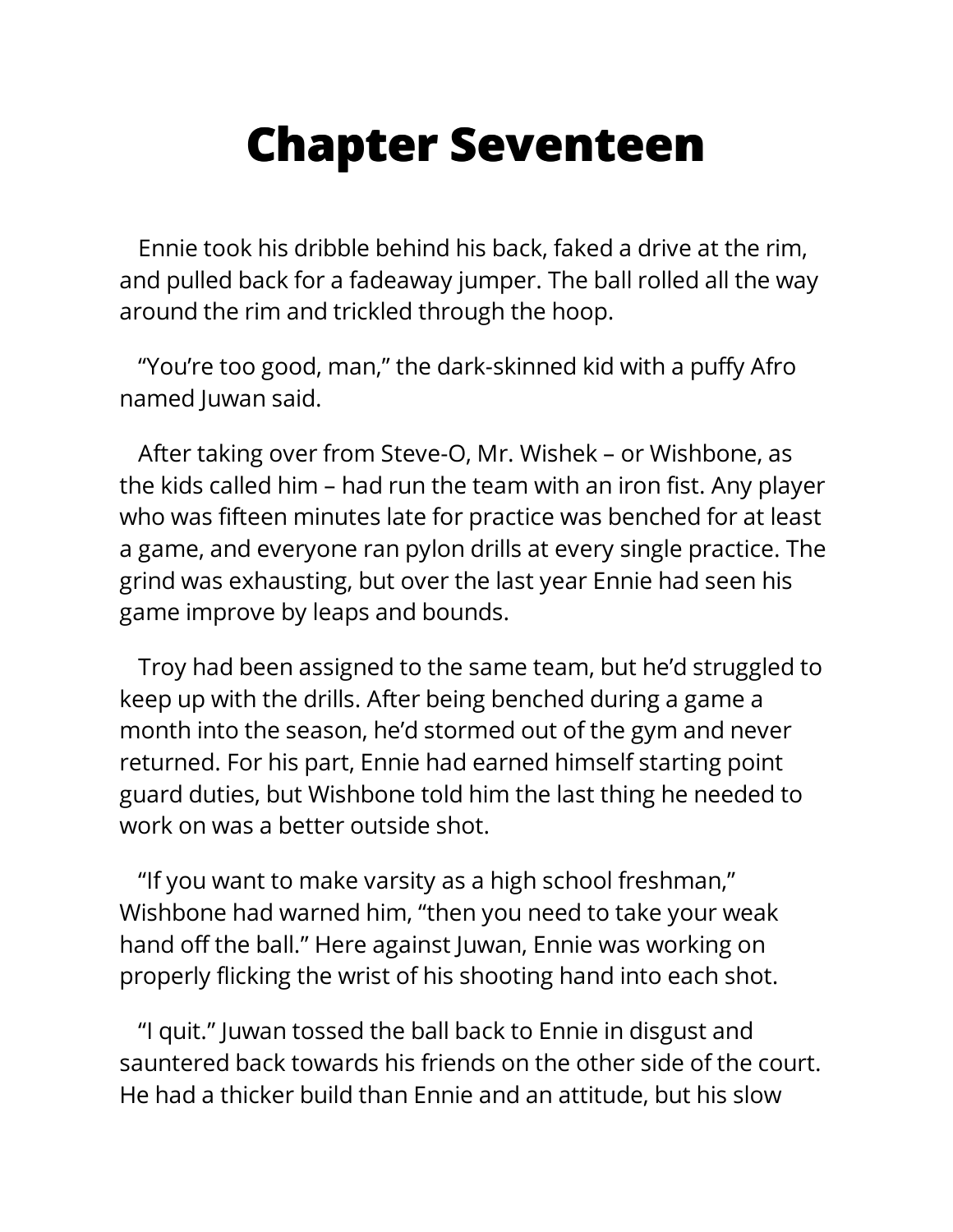# Chapter Seventeen

Ennie took his dribble behind his back, faked a drive at the rim, and pulled back for a fadeaway jumper. The ball rolled all the way around the rim and trickled through the hoop.

"You're too good, man," the dark-skinned kid with a puffy Afro named Juwan said.

After taking over from Steve-O, Mr. Wishek – or Wishbone, as the kids called him – had run the team with an iron fist. Any player who was fifteen minutes late for practice was benched for at least a game, and everyone ran pylon drills at every single practice. The grind was exhausting, but over the last year Ennie had seen his game improve by leaps and bounds.

Troy had been assigned to the same team, but he'd struggled to keep up with the drills. After being benched during a game a month into the season, he'd stormed out of the gym and never returned. For his part, Ennie had earned himself starting point guard duties, but Wishbone told him the last thing he needed to work on was a better outside shot.

"If you want to make varsity as a high school freshman," Wishbone had warned him, "then you need to take your weak hand off the ball." Here against Juwan, Ennie was working on properly flicking the wrist of his shooting hand into each shot.

"I quit." Juwan tossed the ball back to Ennie in disgust and sauntered back towards his friends on the other side of the court. He had a thicker build than Ennie and an attitude, but his slow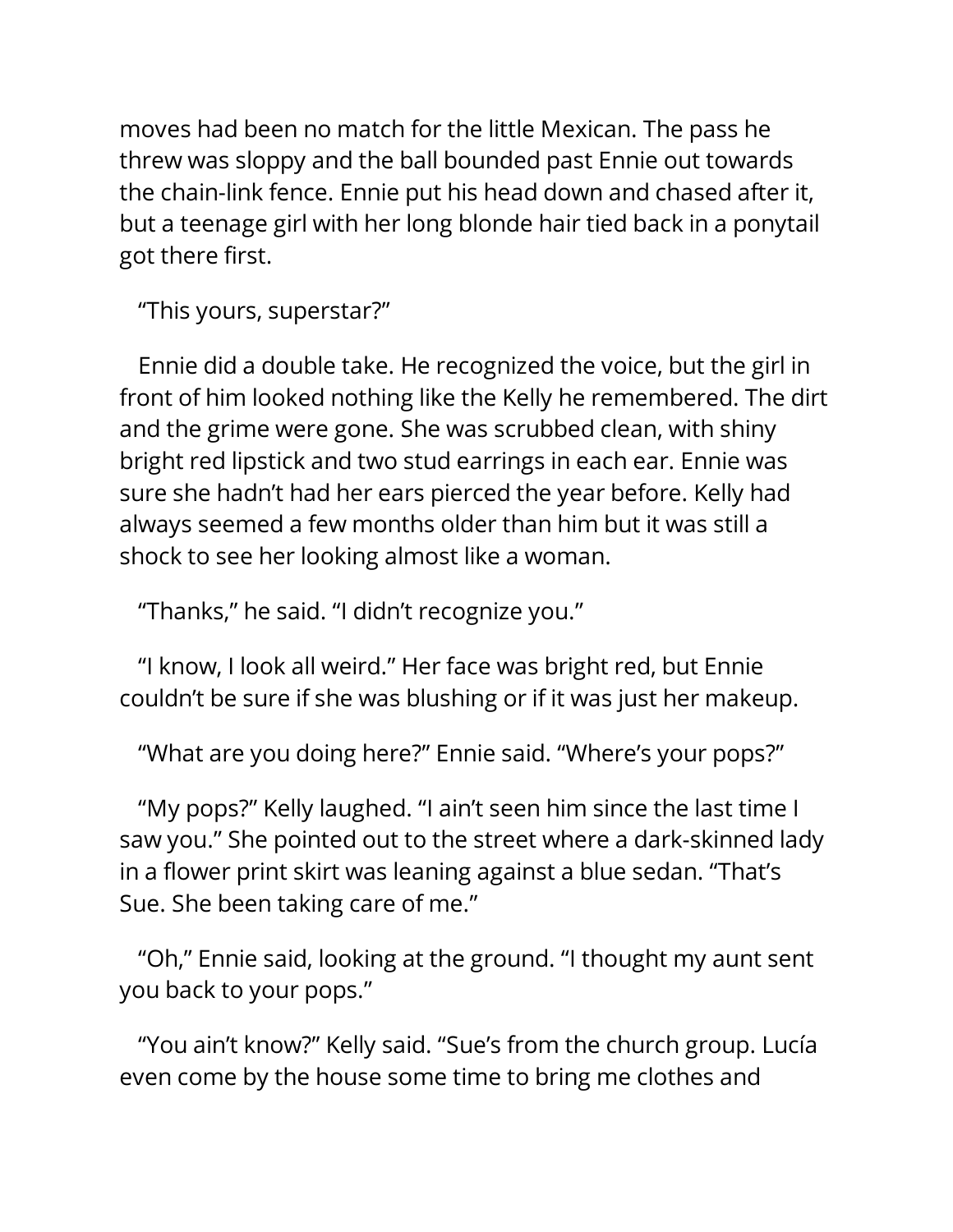moves had been no match for the little Mexican. The pass he threw was sloppy and the ball bounded past Ennie out towards the chain-link fence. Ennie put his head down and chased after it, but a teenage girl with her long blonde hair tied back in a ponytail got there first.

"This yours, superstar?"

Ennie did a double take. He recognized the voice, but the girl in front of him looked nothing like the Kelly he remembered. The dirt and the grime were gone. She was scrubbed clean, with shiny bright red lipstick and two stud earrings in each ear. Ennie was sure she hadn't had her ears pierced the year before. Kelly had always seemed a few months older than him but it was still a shock to see her looking almost like a woman.

"Thanks," he said. "I didn't recognize you."

"I know, I look all weird." Her face was bright red, but Ennie couldn't be sure if she was blushing or if it was just her makeup.

"What are you doing here?" Ennie said. "Where's your pops?"

"My pops?" Kelly laughed. "I ain't seen him since the last time I saw you." She pointed out to the street where a dark-skinned lady in a flower print skirt was leaning against a blue sedan. "That's Sue. She been taking care of me."

"Oh," Ennie said, looking at the ground. "I thought my aunt sent you back to your pops."

"You ain't know?" Kelly said. "Sue's from the church group. Lucía even come by the house some time to bring me clothes and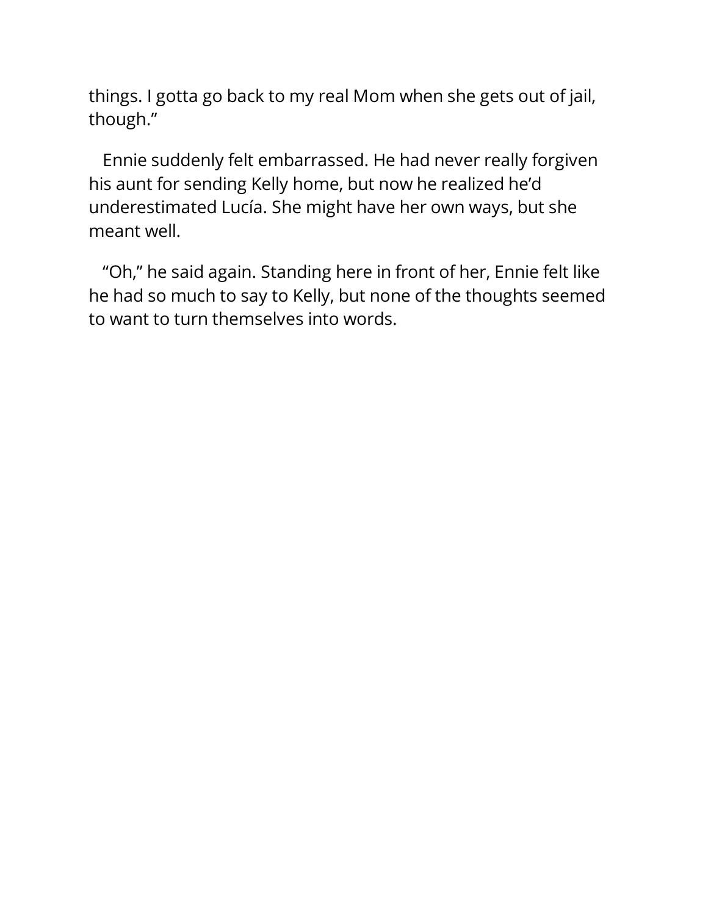things. I gotta go back to my real Mom when she gets out of jail, though."

Ennie suddenly felt embarrassed. He had never really forgiven his aunt for sending Kelly home, but now he realized he'd underestimated Lucía. She might have her own ways, but she meant well.

"Oh," he said again. Standing here in front of her, Ennie felt like he had so much to say to Kelly, but none of the thoughts seemed to want to turn themselves into words.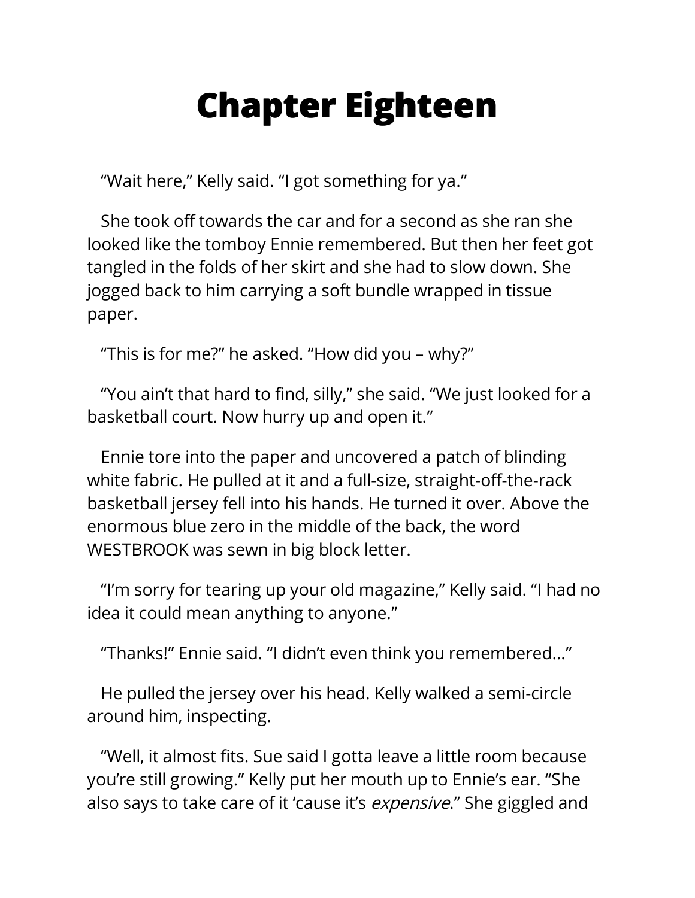# Chapter Eighteen

"Wait here," Kelly said. "I got something for ya."

She took off towards the car and for a second as she ran she looked like the tomboy Ennie remembered. But then her feet got tangled in the folds of her skirt and she had to slow down. She jogged back to him carrying a soft bundle wrapped in tissue paper.

"This is for me?" he asked. "How did you – why?"

"You ain't that hard to find, silly," she said. "We just looked for a basketball court. Now hurry up and open it."

Ennie tore into the paper and uncovered a patch of blinding white fabric. He pulled at it and a full-size, straight-off-the-rack basketball jersey fell into his hands. He turned it over. Above the enormous blue zero in the middle of the back, the word WESTBROOK was sewn in big block letter.

"I'm sorry for tearing up your old magazine," Kelly said. "I had no idea it could mean anything to anyone."

"Thanks!" Ennie said. "I didn't even think you remembered…"

He pulled the jersey over his head. Kelly walked a semi-circle around him, inspecting.

"Well, it almost fits. Sue said I gotta leave a little room because you're still growing." Kelly put her mouth up to Ennie's ear. "She also says to take care of it 'cause it's *expensive*." She giggled and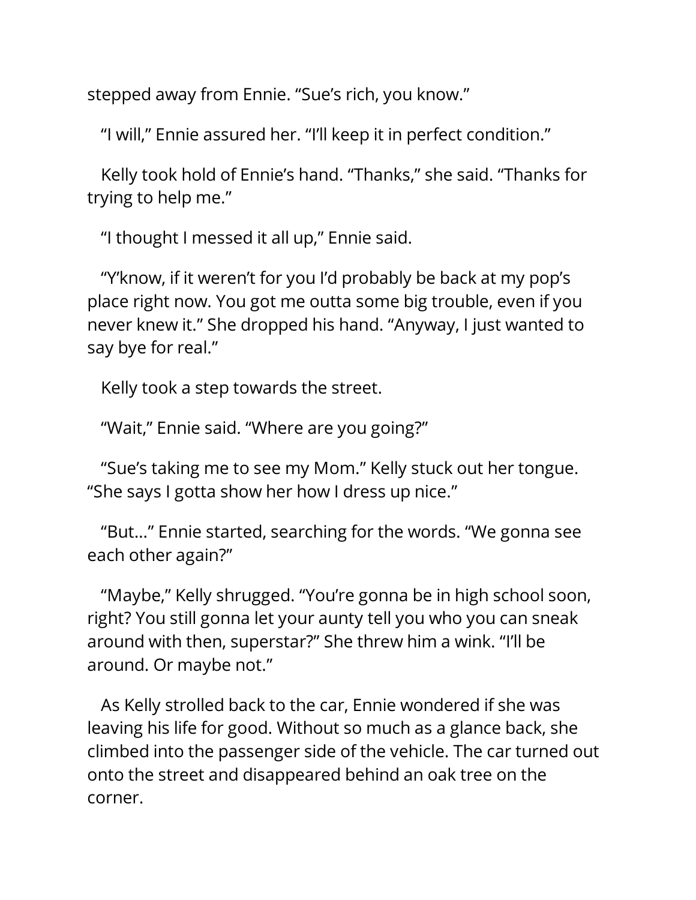stepped away from Ennie. "Sue's rich, you know."

"I will," Ennie assured her. "I'll keep it in perfect condition."

Kelly took hold of Ennie's hand. "Thanks," she said. "Thanks for trying to help me."

"I thought I messed it all up," Ennie said.

"Y'know, if it weren't for you I'd probably be back at my pop's place right now. You got me outta some big trouble, even if you never knew it." She dropped his hand. "Anyway, I just wanted to say bye for real."

Kelly took a step towards the street.

"Wait," Ennie said. "Where are you going?"

"Sue's taking me to see my Mom." Kelly stuck out her tongue. "She says I gotta show her how I dress up nice."

"But..." Ennie started, searching for the words. "We gonna see each other again?"

"Maybe," Kelly shrugged. "You're gonna be in high school soon, right? You still gonna let your aunty tell you who you can sneak around with then, superstar?" She threw him a wink. "I'll be around. Or maybe not."

As Kelly strolled back to the car, Ennie wondered if she was leaving his life for good. Without so much as a glance back, she climbed into the passenger side of the vehicle. The car turned out onto the street and disappeared behind an oak tree on the corner.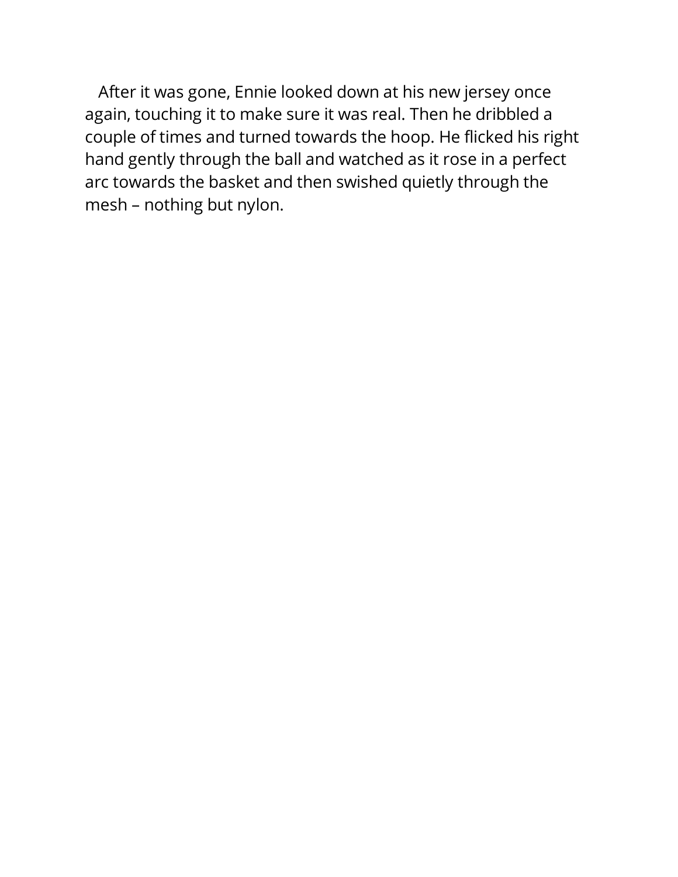After it was gone, Ennie looked down at his new jersey once again, touching it to make sure it was real. Then he dribbled a couple of times and turned towards the hoop. He flicked his right hand gently through the ball and watched as it rose in a perfect arc towards the basket and then swished quietly through the mesh – nothing but nylon.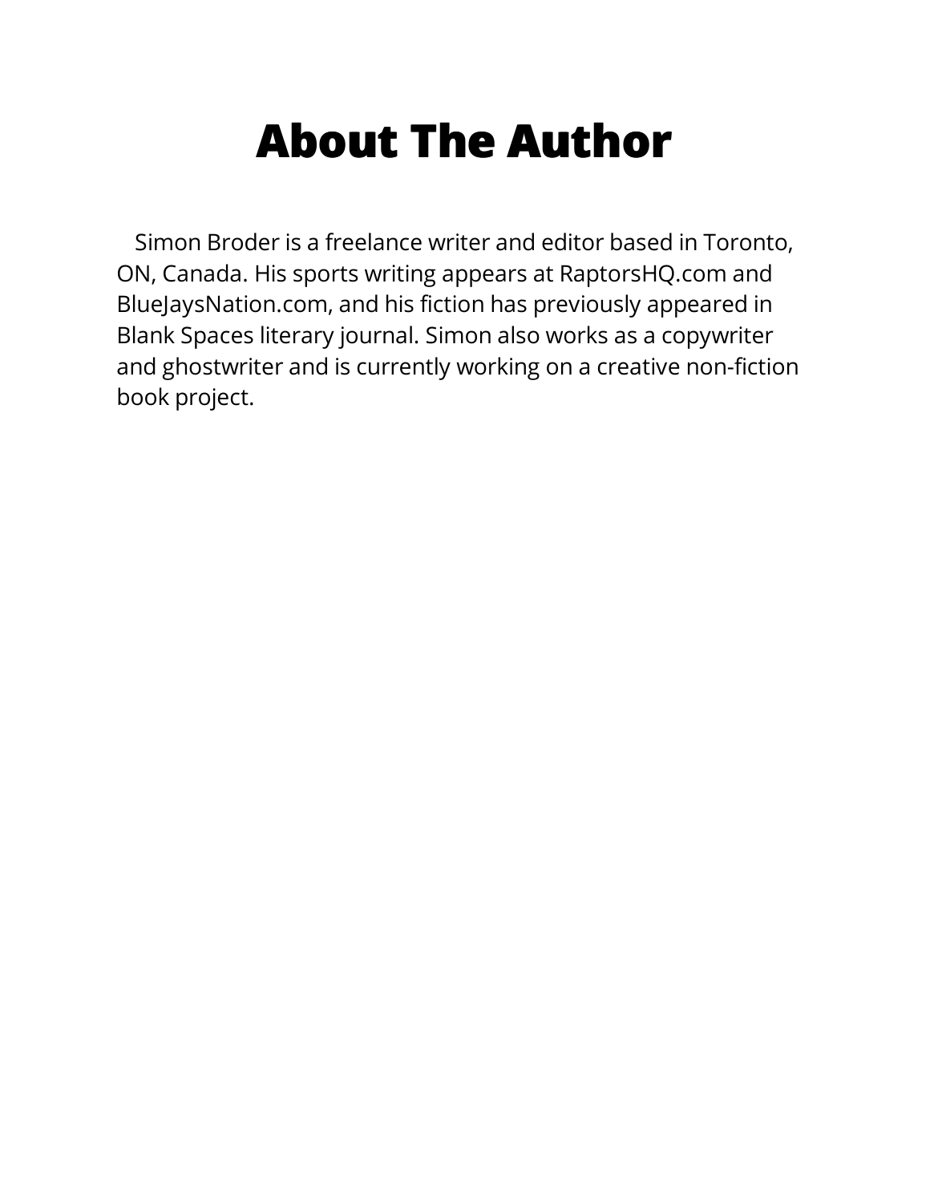# About The Author

Simon Broder is a freelance writer and editor based in Toronto, ON, Canada. His sports writing appears at RaptorsHQ.com and BlueJaysNation.com, and his fiction has previously appeared in Blank Spaces literary journal. Simon also works as a copywriter and ghostwriter and is currently working on a creative non-fiction book project.